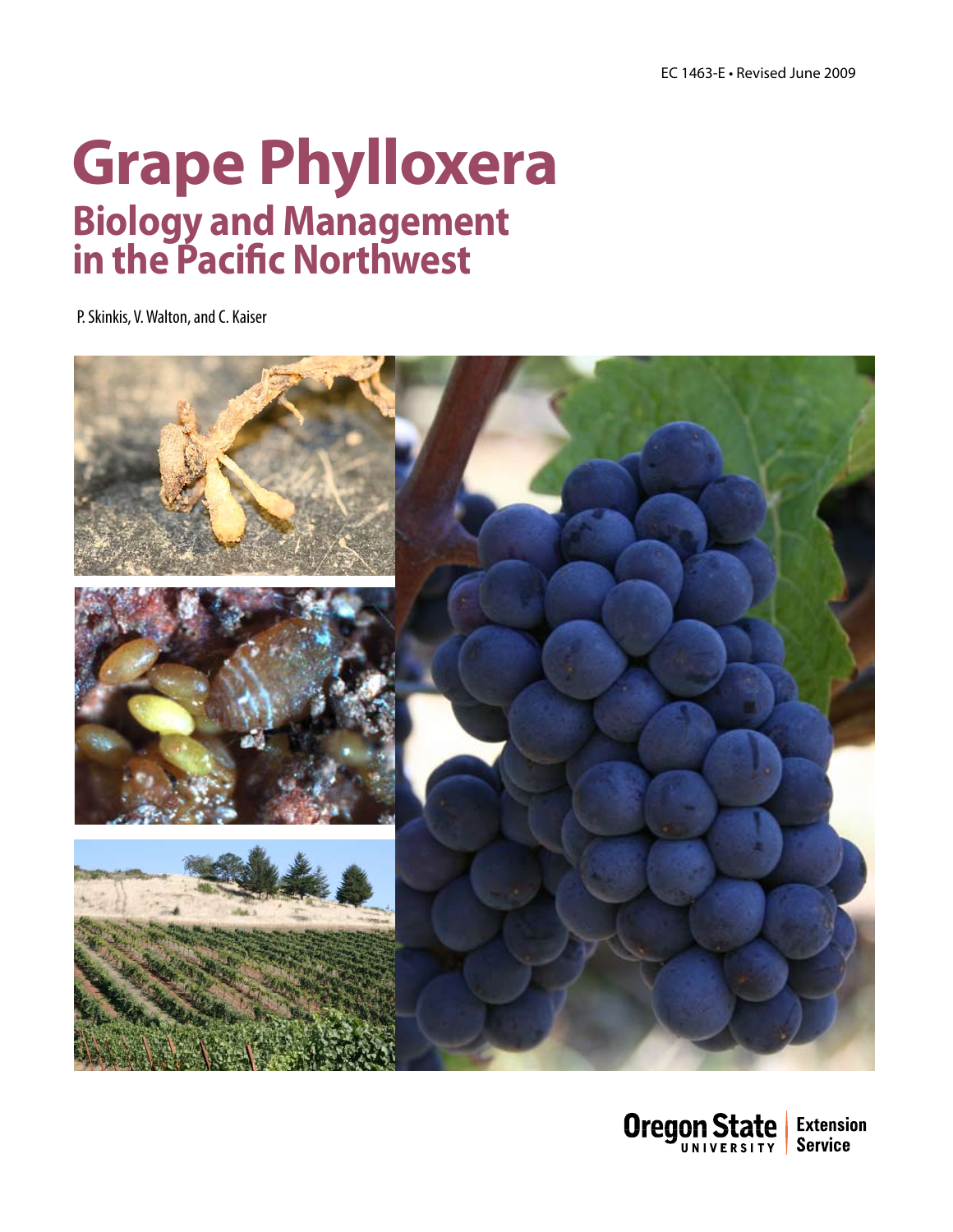EC 1463-E • Revised June 2009

# Grape Phylloxera

## Biology and Management in the Pacific Northwest

P. Skinkis, V. Walton, and C. Kaiser

Oregon State University Extension Service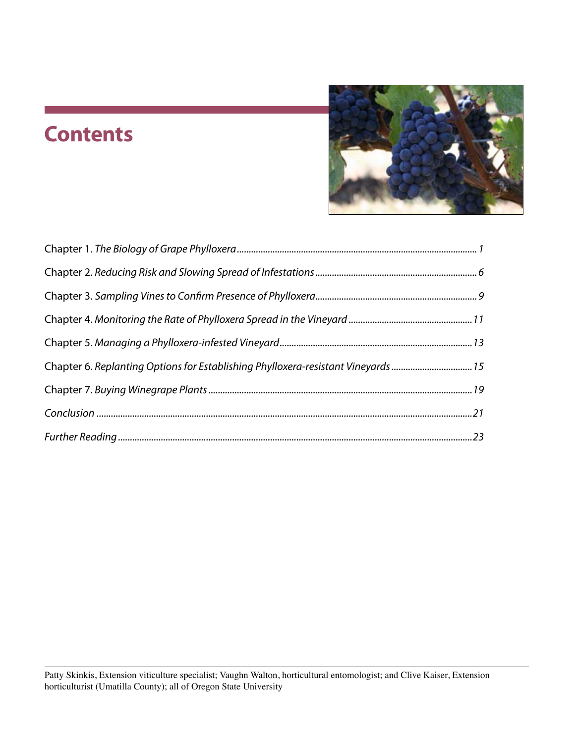# Contents

Chapter 1. *The Biology of Grape Phylloxera* ........................................ 1

Chapter 2. *Reducing Risk and Slowing Spread of Infestations* ........................................ 6

Chapter 3. *Sampling Vines to Confirm Presence of Phylloxera* ........................................ 9

Chapter 4. *Monitoring the Rate of Phylloxera Spread in the Vineyard* ........................................ 11

Chapter 5. *Managing a Phylloxera-infested Vineyard* ........................................ 13

Chapter 6. *Replanting Options for Establishing Phylloxera-resistant Vineyards* ........................................ 15

Chapter 7. *Buying Winegrape Plants* ........................................ 19

*Conclusion* ........................................ 21

*Further Reading* ........................................ 23

Patty Skinkis, Extension viticulture specialist; Vaughn Walton, horticultural entomologist; and Clive Kaiser, Extension horticulturist (Umatilla County); all of Oregon State University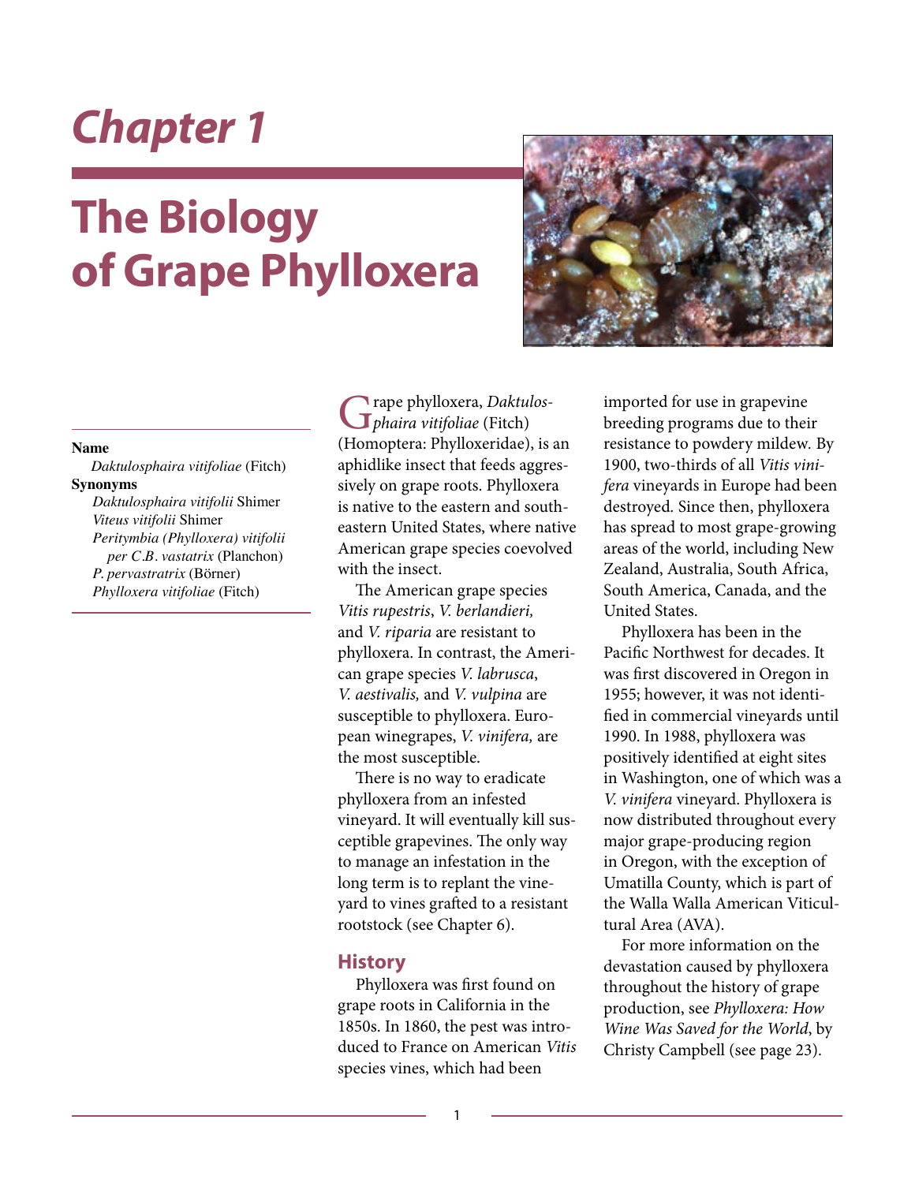# Chapter 1

# The Biology of Grape Phylloxera

**Name**

*Daktulosphaira vitifoliae* (Fitch)

**Synonyms**

*Daktulosphaira vitifolii* Shimer
*Viteus vitifolii* Shimer
*Peritymbia (Phylloxera) vitifolii per C.B. vastatrix* (Planchon)
*P. pervastratrix* (Börner)
*Phylloxera vitifoliae* (Fitch)

Grape phylloxera, *Daktulosphaira vitifoliae* (Fitch) (Homoptera: Phylloxeridae), is an aphidlike insect that feeds aggressively on grape roots. Phylloxera is native to the eastern and southeastern United States, where native American grape species coevolved with the insect.

The American grape species *Vitis rupestris*, *V. berlandieri,* and *V. riparia* are resistant to phylloxera. In contrast, the American grape species *V. labrusca*, *V. aestivalis,* and *V. vulpina* are susceptible to phylloxera. European winegrapes, *V. vinifera,* are the most susceptible.

There is no way to eradicate phylloxera from an infested vineyard. It will eventually kill susceptible grapevines. The only way to manage an infestation in the long term is to replant the vineyard to vines grafted to a resistant rootstock (see Chapter 6).

## History

Phylloxera was first found on grape roots in California in the 1850s. In 1860, the pest was introduced to France on American *Vitis* species vines, which had been imported for use in grapevine breeding programs due to their resistance to powdery mildew. By 1900, two-thirds of all *Vitis vinifera* vineyards in Europe had been destroyed. Since then, phylloxera has spread to most grape-growing areas of the world, including New Zealand, Australia, South Africa, South America, Canada, and the United States.

Phylloxera has been in the Pacific Northwest for decades. It was first discovered in Oregon in 1955; however, it was not identified in commercial vineyards until 1990. In 1988, phylloxera was positively identified at eight sites in Washington, one of which was a *V. vinifera* vineyard. Phylloxera is now distributed throughout every major grape-producing region in Oregon, with the exception of Umatilla County, which is part of the Walla Walla American Viticultural Area (AVA).

For more information on the devastation caused by phylloxera throughout the history of grape production, see *Phylloxera: How Wine Was Saved for the World*, by Christy Campbell (see page 23).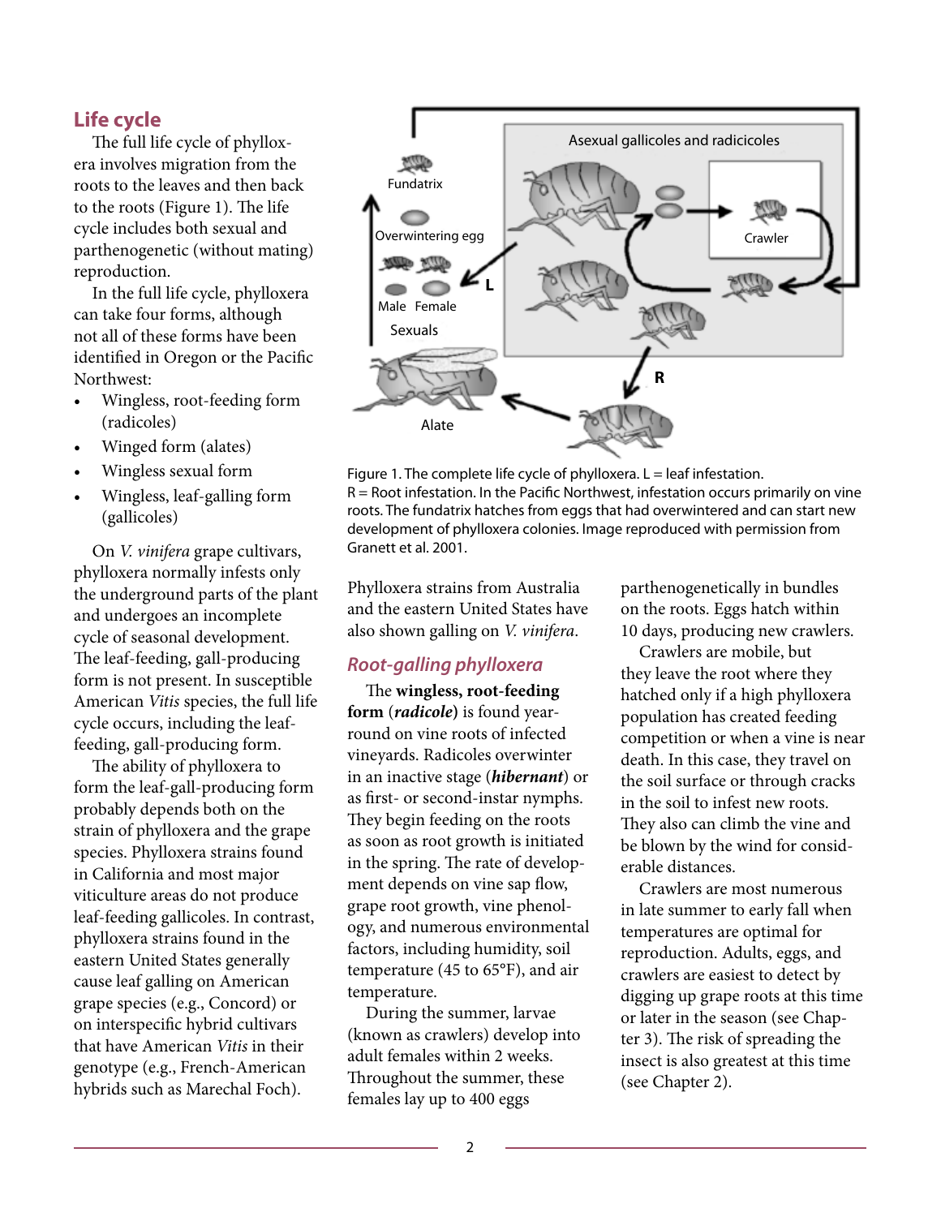## Life cycle

The full life cycle of phylloxera involves migration from the roots to the leaves and then back to the roots (Figure 1). The life cycle includes both sexual and parthenogenetic (without mating) reproduction.

In the full life cycle, phylloxera can take four forms, although not all of these forms have been identified in Oregon or the Pacific Northwest:

- Wingless, root-feeding form (radicoles)
- Winged form (alates)
- Wingless sexual form
- Wingless, leaf-galling form (gallicoles)

On *V. vinifera* grape cultivars, phylloxera normally infests only the underground parts of the plant and undergoes an incomplete cycle of seasonal development. The leaf-feeding, gall-producing form is not present. In susceptible American *Vitis* species, the full life cycle occurs, including the leaf-feeding, gall-producing form.

The ability of phylloxera to form the leaf-gall-producing form probably depends both on the strain of phylloxera and the grape species. Phylloxera strains found in California and most major viticulture areas do not produce leaf-feeding gallicoles. In contrast, phylloxera strains found in the eastern United States generally cause leaf galling on American grape species (e.g., Concord) or on interspecific hybrid cultivars that have American *Vitis* in their genotype (e.g., French-American hybrids such as Marechal Foch).

Figure 1. The complete life cycle of phylloxera. L = leaf infestation. R = Root infestation. In the Pacific Northwest, infestation occurs primarily on vine roots. The fundatrix hatches from eggs that had overwintered and can start new development of phylloxera colonies. Image reproduced with permission from Granett et al. 2001.

Phylloxera strains from Australia and the eastern United States have also shown galling on *V. vinifera*.

### *Root-galling phylloxera*

The **wingless, root-feeding form** (***radicole***) is found year-round on vine roots of infected vineyards. Radicoles overwinter in an inactive stage (***hibernant***) or as first- or second-instar nymphs. They begin feeding on the roots as soon as root growth is initiated in the spring. The rate of development depends on vine sap flow, grape root growth, vine phenology, and numerous environmental factors, including humidity, soil temperature (45 to 65°F), and air temperature.

During the summer, larvae (known as crawlers) develop into adult females within 2 weeks. Throughout the summer, these females lay up to 400 eggs parthenogenetically in bundles on the roots. Eggs hatch within 10 days, producing new crawlers.

Crawlers are mobile, but they leave the root where they hatched only if a high phylloxera population has created feeding competition or when a vine is near death. In this case, they travel on the soil surface or through cracks in the soil to infest new roots. They also can climb the vine and be blown by the wind for considerable distances.

Crawlers are most numerous in late summer to early fall when temperatures are optimal for reproduction. Adults, eggs, and crawlers are easiest to detect by digging up grape roots at this time or later in the season (see Chapter 3). The risk of spreading the insect is also greatest at this time (see Chapter 2).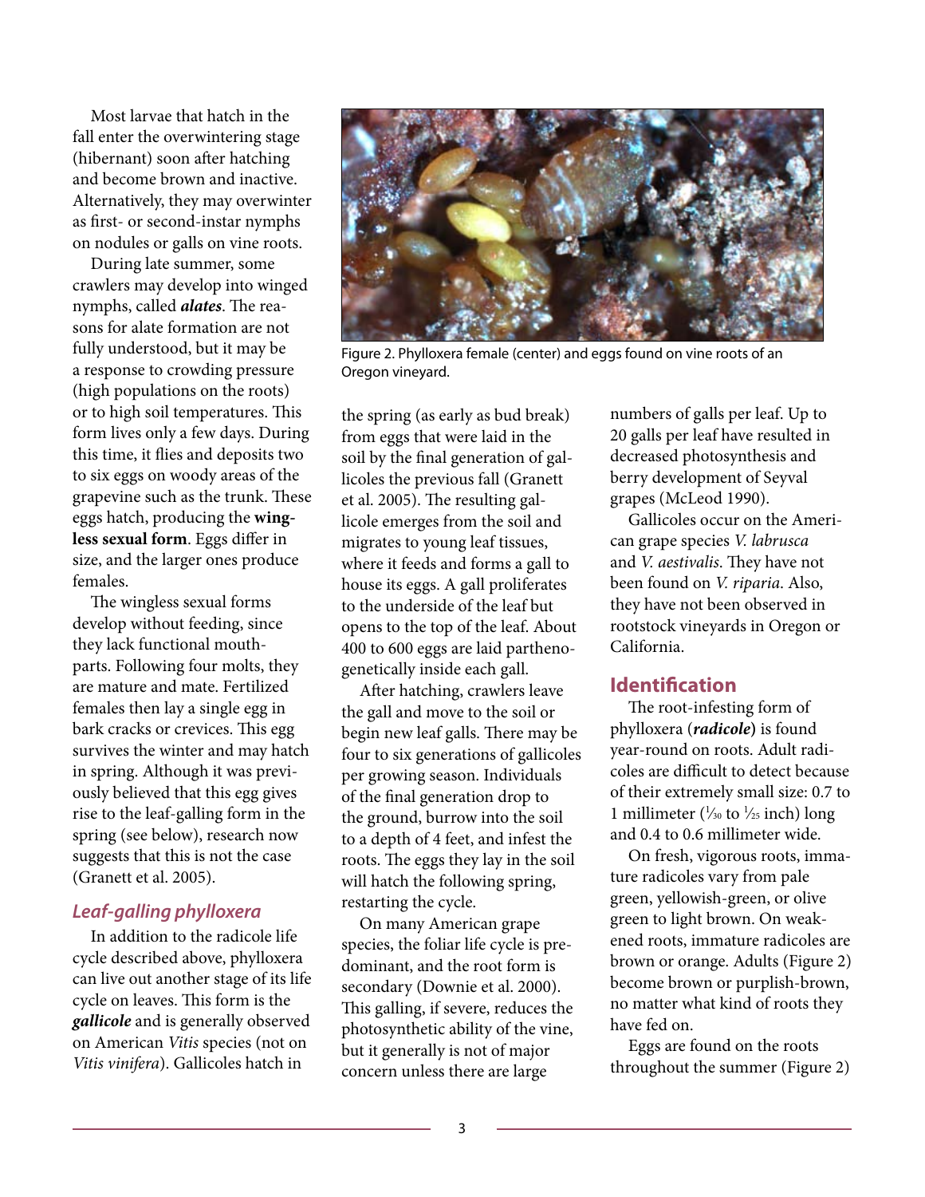Most larvae that hatch in the fall enter the overwintering stage (hibernant) soon after hatching and become brown and inactive. Alternatively, they may overwinter as first- or second-instar nymphs on nodules or galls on vine roots.

During late summer, some crawlers may develop into winged nymphs, called ***alates***. The reasons for alate formation are not fully understood, but it may be a response to crowding pressure (high populations on the roots) or to high soil temperatures. This form lives only a few days. During this time, it flies and deposits two to six eggs on woody areas of the grapevine such as the trunk. These eggs hatch, producing the **wingless sexual form**. Eggs differ in size, and the larger ones produce females.

The wingless sexual forms develop without feeding, since they lack functional mouthparts. Following four molts, they are mature and mate. Fertilized females then lay a single egg in bark cracks or crevices. This egg survives the winter and may hatch in spring. Although it was previously believed that this egg gives rise to the leaf-galling form in the spring (see below), research now suggests that this is not the case (Granett et al. 2005).

### *Leaf-galling phylloxera*

In addition to the radicole life cycle described above, phylloxera can live out another stage of its life cycle on leaves. This form is the ***gallicole*** and is generally observed on American *Vitis* species (not on *Vitis vinifera*). Gallicoles hatch in the spring (as early as bud break) from eggs that were laid in the soil by the final generation of gallicoles the previous fall (Granett et al. 2005). The resulting gallicole emerges from the soil and migrates to young leaf tissues, where it feeds and forms a gall to house its eggs. A gall proliferates to the underside of the leaf but opens to the top of the leaf. About 400 to 600 eggs are laid parthenogenetically inside each gall.

After hatching, crawlers leave the gall and move to the soil or begin new leaf galls. There may be four to six generations of gallicoles per growing season. Individuals of the final generation drop to the ground, burrow into the soil to a depth of 4 feet, and infest the roots. The eggs they lay in the soil will hatch the following spring, restarting the cycle.

On many American grape species, the foliar life cycle is predominant, and the root form is secondary (Downie et al. 2000). This galling, if severe, reduces the photosynthetic ability of the vine, but it generally is not of major concern unless there are large numbers of galls per leaf. Up to 20 galls per leaf have resulted in decreased photosynthesis and berry development of Seyval grapes (McLeod 1990).

Gallicoles occur on the American grape species *V. labrusca* and *V. aestivalis*. They have not been found on *V. riparia*. Also, they have not been observed in rootstock vineyards in Oregon or California.

Figure 2. Phylloxera female (center) and eggs found on vine roots of an Oregon vineyard.

## Identification

The root-infesting form of phylloxera (***radicole***) is found year-round on roots. Adult radicoles are difficult to detect because of their extremely small size: 0.7 to 1 millimeter (1/30 to 1/25 inch) long and 0.4 to 0.6 millimeter wide.

On fresh, vigorous roots, immature radicoles vary from pale green, yellowish-green, or olive green to light brown. On weakened roots, immature radicoles are brown or orange. Adults (Figure 2) become brown or purplish-brown, no matter what kind of roots they have fed on.

Eggs are found on the roots throughout the summer (Figure 2)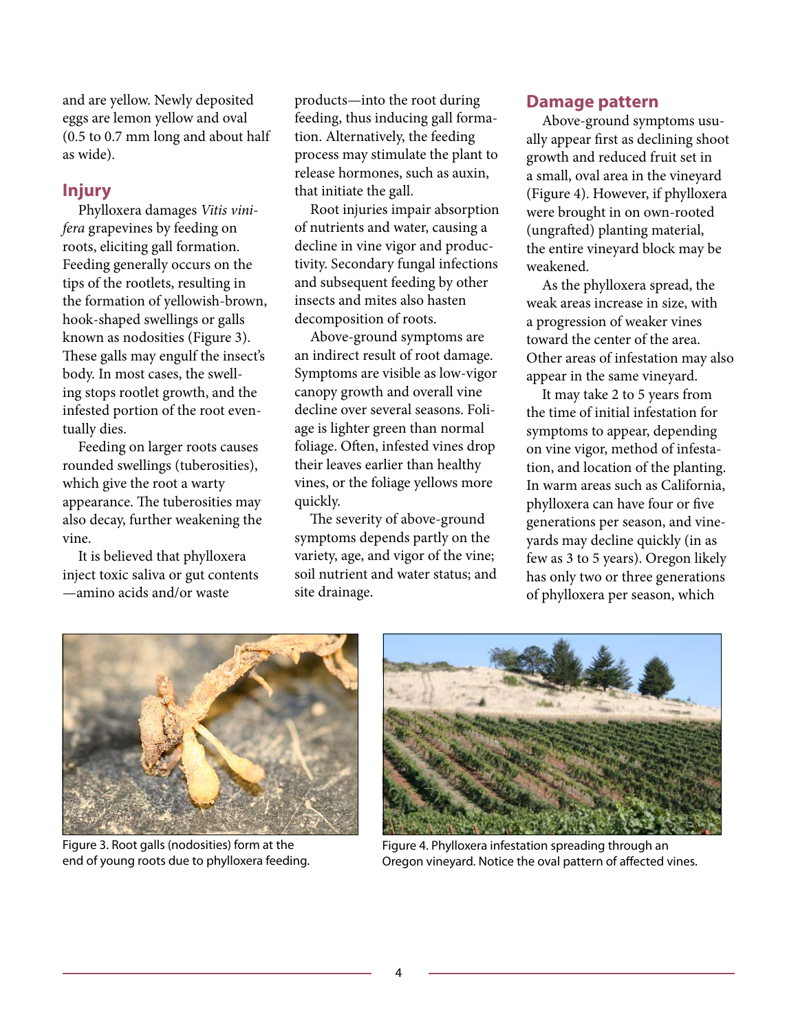and are yellow. Newly deposited eggs are lemon yellow and oval (0.5 to 0.7 mm long and about half as wide).

## Injury

Phylloxera damages *Vitis vinifera* grapevines by feeding on roots, eliciting gall formation. Feeding generally occurs on the tips of the rootlets, resulting in the formation of yellowish-brown, hook-shaped swellings or galls known as nodosities (Figure 3). These galls may engulf the insect's body. In most cases, the swelling stops rootlet growth, and the infested portion of the root eventually dies.

Feeding on larger roots causes rounded swellings (tuberosities), which give the root a warty appearance. The tuberosities may also decay, further weakening the vine.

It is believed that phylloxera inject toxic saliva or gut contents —amino acids and/or waste products—into the root during feeding, thus inducing gall formation. Alternatively, the feeding process may stimulate the plant to release hormones, such as auxin, that initiate the gall.

Root injuries impair absorption of nutrients and water, causing a decline in vine vigor and productivity. Secondary fungal infections and subsequent feeding by other insects and mites also hasten decomposition of roots.

Above-ground symptoms are an indirect result of root damage. Symptoms are visible as low-vigor canopy growth and overall vine decline over several seasons. Foliage is lighter green than normal foliage. Often, infested vines drop their leaves earlier than healthy vines, or the foliage yellows more quickly.

The severity of above-ground symptoms depends partly on the variety, age, and vigor of the vine; soil nutrient and water status; and site drainage.

## Damage pattern

Above-ground symptoms usually appear first as declining shoot growth and reduced fruit set in a small, oval area in the vineyard (Figure 4). However, if phylloxera were brought in on own-rooted (ungrafted) planting material, the entire vineyard block may be weakened.

As the phylloxera spread, the weak areas increase in size, with a progression of weaker vines toward the center of the area. Other areas of infestation may also appear in the same vineyard.

It may take 2 to 5 years from the time of initial infestation for symptoms to appear, depending on vine vigor, method of infestation, and location of the planting. In warm areas such as California, phylloxera can have four or five generations per season, and vineyards may decline quickly (in as few as 3 to 5 years). Oregon likely has only two or three generations of phylloxera per season, which

Figure 3. Root galls (nodosities) form at the end of young roots due to phylloxera feeding.

Figure 4. Phylloxera infestation spreading through an Oregon vineyard. Notice the oval pattern of affected vines.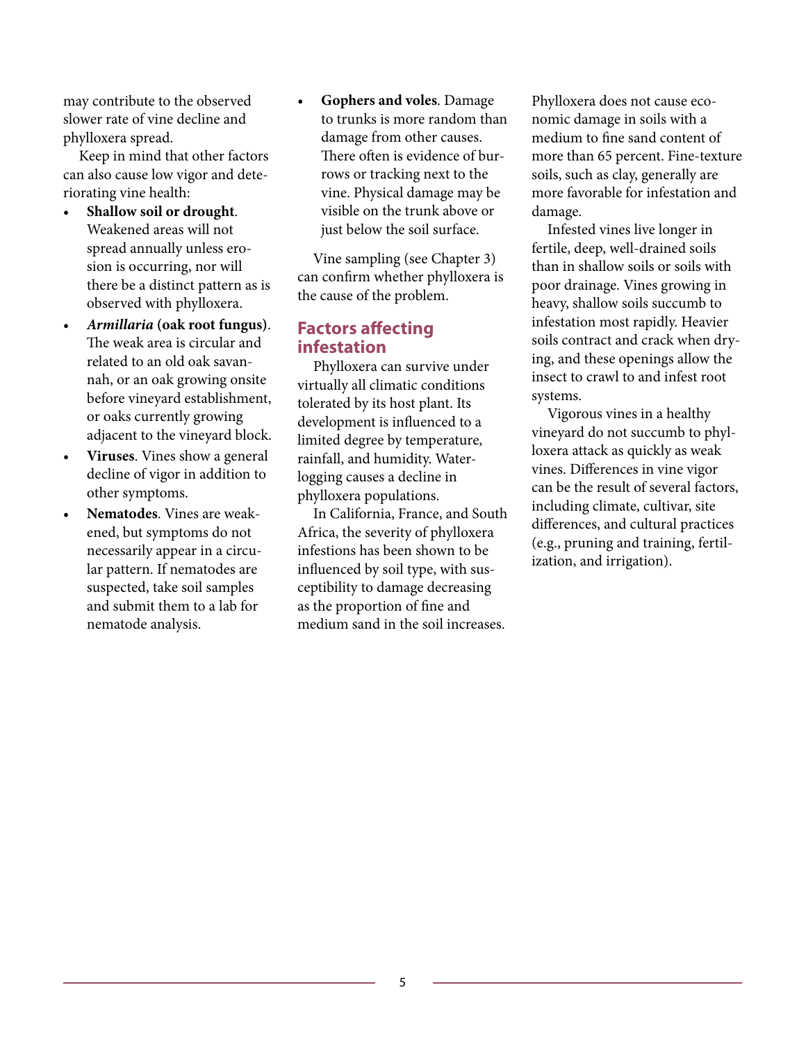may contribute to the observed slower rate of vine decline and phylloxera spread.

Keep in mind that other factors can also cause low vigor and deteriorating vine health:

- **Shallow soil or drought**. Weakened areas will not spread annually unless erosion is occurring, nor will there be a distinct pattern as is observed with phylloxera.
- ***Armillaria* (oak root fungus)**. The weak area is circular and related to an old oak savannah, or an oak growing onsite before vineyard establishment, or oaks currently growing adjacent to the vineyard block.
- **Viruses**. Vines show a general decline of vigor in addition to other symptoms.
- **Nematodes**. Vines are weakened, but symptoms do not necessarily appear in a circular pattern. If nematodes are suspected, take soil samples and submit them to a lab for nematode analysis.
- **Gophers and voles**. Damage to trunks is more random than damage from other causes. There often is evidence of burrows or tracking next to the vine. Physical damage may be visible on the trunk above or just below the soil surface.

Vine sampling (see Chapter 3) can confirm whether phylloxera is the cause of the problem.

## Factors affecting infestation

Phylloxera can survive under virtually all climatic conditions tolerated by its host plant. Its development is influenced to a limited degree by temperature, rainfall, and humidity. Waterlogging causes a decline in phylloxera populations.

In California, France, and South Africa, the severity of phylloxera infestions has been shown to be influenced by soil type, with susceptibility to damage decreasing as the proportion of fine and medium sand in the soil increases. Phylloxera does not cause economic damage in soils with a medium to fine sand content of more than 65 percent. Fine-texture soils, such as clay, generally are more favorable for infestation and damage.

Infested vines live longer in fertile, deep, well-drained soils than in shallow soils or soils with poor drainage. Vines growing in heavy, shallow soils succumb to infestation most rapidly. Heavier soils contract and crack when drying, and these openings allow the insect to crawl to and infest root systems.

Vigorous vines in a healthy vineyard do not succumb to phylloxera attack as quickly as weak vines. Differences in vine vigor can be the result of several factors, including climate, cultivar, site differences, and cultural practices (e.g., pruning and training, fertilization, and irrigation).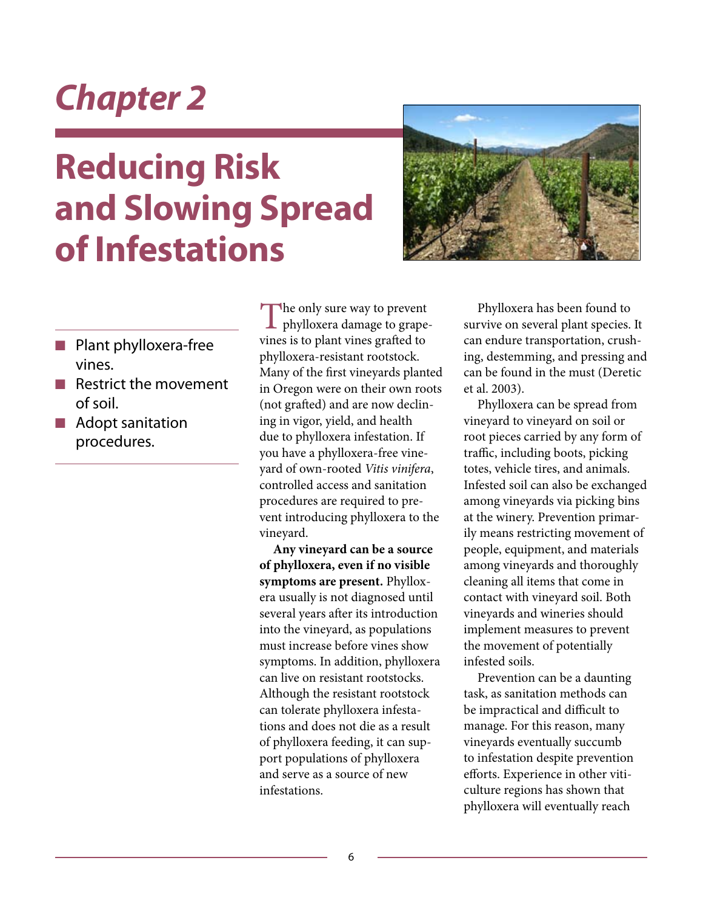# Chapter 2

# Reducing Risk and Slowing Spread of Infestations

- Plant phylloxera-free vines.
- Restrict the movement of soil.
- Adopt sanitation procedures.

The only sure way to prevent phylloxera damage to grapevines is to plant vines grafted to phylloxera-resistant rootstock. Many of the first vineyards planted in Oregon were on their own roots (not grafted) and are now declining in vigor, yield, and health due to phylloxera infestation. If you have a phylloxera-free vineyard of own-rooted *Vitis vinifera*, controlled access and sanitation procedures are required to prevent introducing phylloxera to the vineyard.

**Any vineyard can be a source of phylloxera, even if no visible symptoms are present.** Phylloxera usually is not diagnosed until several years after its introduction into the vineyard, as populations must increase before vines show symptoms. In addition, phylloxera can live on resistant rootstocks. Although the resistant rootstock can tolerate phylloxera infestations and does not die as a result of phylloxera feeding, it can support populations of phylloxera and serve as a source of new infestations.

Phylloxera has been found to survive on several plant species. It can endure transportation, crushing, destemming, and pressing and can be found in the must (Deretic et al. 2003).

Phylloxera can be spread from vineyard to vineyard on soil or root pieces carried by any form of traffic, including boots, picking totes, vehicle tires, and animals. Infested soil can also be exchanged among vineyards via picking bins at the winery. Prevention primarily means restricting movement of people, equipment, and materials among vineyards and thoroughly cleaning all items that come in contact with vineyard soil. Both vineyards and wineries should implement measures to prevent the movement of potentially infested soils.

Prevention can be a daunting task, as sanitation methods can be impractical and difficult to manage. For this reason, many vineyards eventually succumb to infestation despite prevention efforts. Experience in other viticulture regions has shown that phylloxera will eventually reach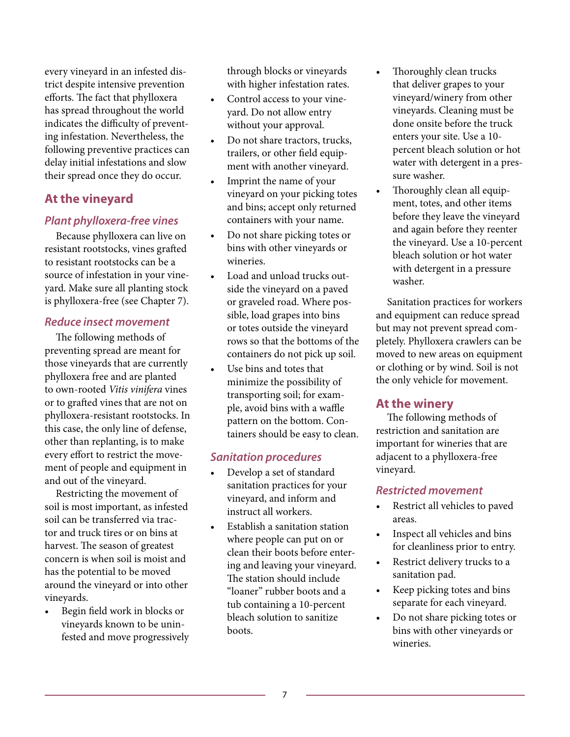every vineyard in an infested district despite intensive prevention efforts. The fact that phylloxera has spread throughout the world indicates the difficulty of preventing infestation. Nevertheless, the following preventive practices can delay initial infestations and slow their spread once they do occur.

## At the vineyard

### *Plant phylloxera-free vines*

Because phylloxera can live on resistant rootstocks, vines grafted to resistant rootstocks can be a source of infestation in your vineyard. Make sure all planting stock is phylloxera-free (see Chapter 7).

### *Reduce insect movement*

The following methods of preventing spread are meant for those vineyards that are currently phylloxera free and are planted to own-rooted *Vitis vinifera* vines or to grafted vines that are not on phylloxera-resistant rootstocks. In this case, the only line of defense, other than replanting, is to make every effort to restrict the movement of people and equipment in and out of the vineyard.

Restricting the movement of soil is most important, as infested soil can be transferred via tractor and truck tires or on bins at harvest. The season of greatest concern is when soil is moist and has the potential to be moved around the vineyard or into other vineyards.

- Begin field work in blocks or vineyards known to be uninfested and move progressively through blocks or vineyards with higher infestation rates.
- Control access to your vineyard. Do not allow entry without your approval.
- Do not share tractors, trucks, trailers, or other field equipment with another vineyard.
- Imprint the name of your vineyard on your picking totes and bins; accept only returned containers with your name.
- Do not share picking totes or bins with other vineyards or wineries.
- Load and unload trucks outside the vineyard on a paved or graveled road. Where possible, load grapes into bins or totes outside the vineyard rows so that the bottoms of the containers do not pick up soil.
- Use bins and totes that minimize the possibility of transporting soil; for example, avoid bins with a waffle pattern on the bottom. Containers should be easy to clean.

### *Sanitation procedures*

- Develop a set of standard sanitation practices for your vineyard, and inform and instruct all workers.
- Establish a sanitation station where people can put on or clean their boots before entering and leaving your vineyard. The station should include "loaner" rubber boots and a tub containing a 10-percent bleach solution to sanitize boots.
- Thoroughly clean trucks that deliver grapes to your vineyard/winery from other vineyards. Cleaning must be done onsite before the truck enters your site. Use a 10-percent bleach solution or hot water with detergent in a pressure washer.
- Thoroughly clean all equipment, totes, and other items before they leave the vineyard and again before they reenter the vineyard. Use a 10-percent bleach solution or hot water with detergent in a pressure washer.

Sanitation practices for workers and equipment can reduce spread but may not prevent spread completely. Phylloxera crawlers can be moved to new areas on equipment or clothing or by wind. Soil is not the only vehicle for movement.

## At the winery

The following methods of restriction and sanitation are important for wineries that are adjacent to a phylloxera-free vineyard.

### *Restricted movement*

- Restrict all vehicles to paved areas.
- Inspect all vehicles and bins for cleanliness prior to entry.
- Restrict delivery trucks to a sanitation pad.
- Keep picking totes and bins separate for each vineyard.
- Do not share picking totes or bins with other vineyards or wineries.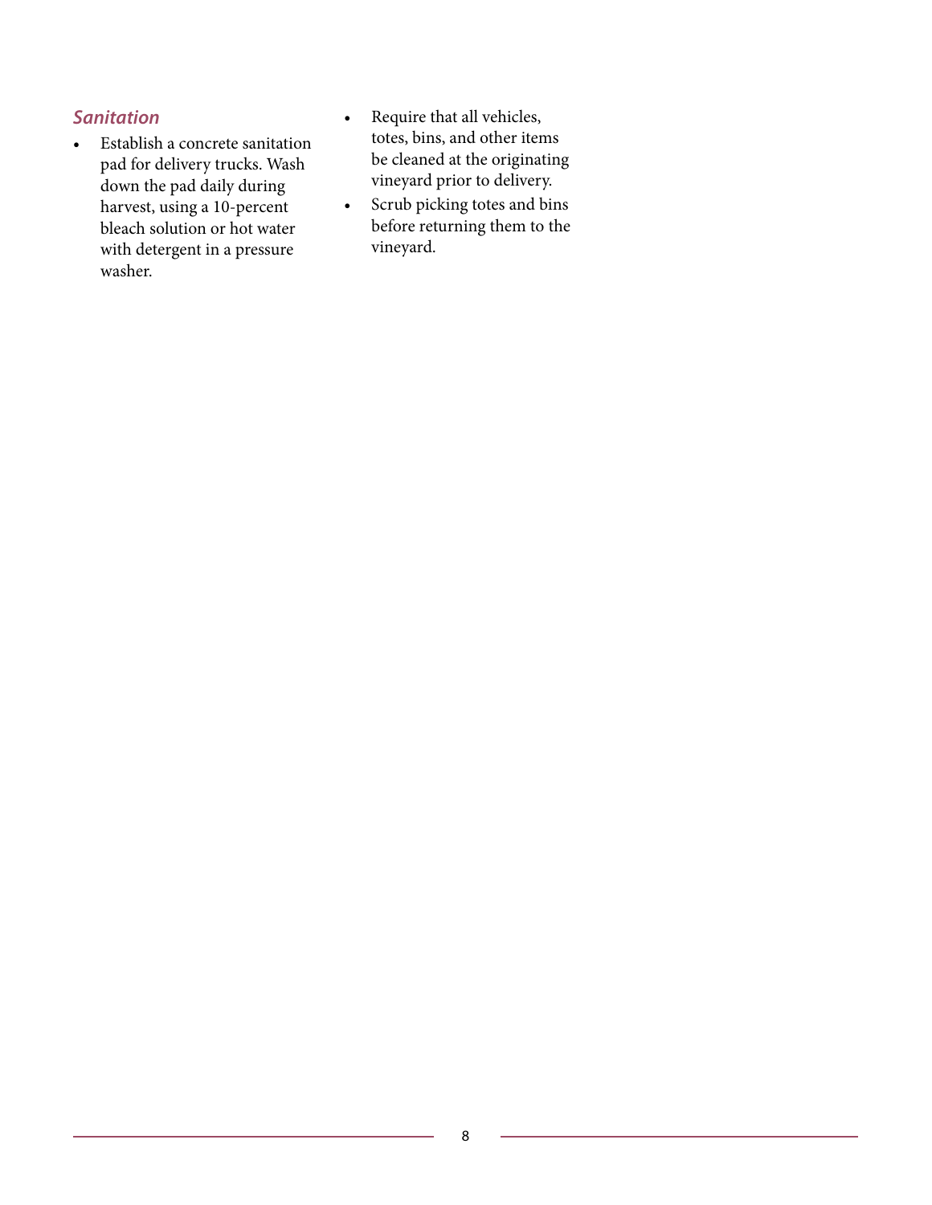### *Sanitation*

- Establish a concrete sanitation pad for delivery trucks. Wash down the pad daily during harvest, using a 10-percent bleach solution or hot water with detergent in a pressure washer.
- Require that all vehicles, totes, bins, and other items be cleaned at the originating vineyard prior to delivery.
- Scrub picking totes and bins before returning them to the vineyard.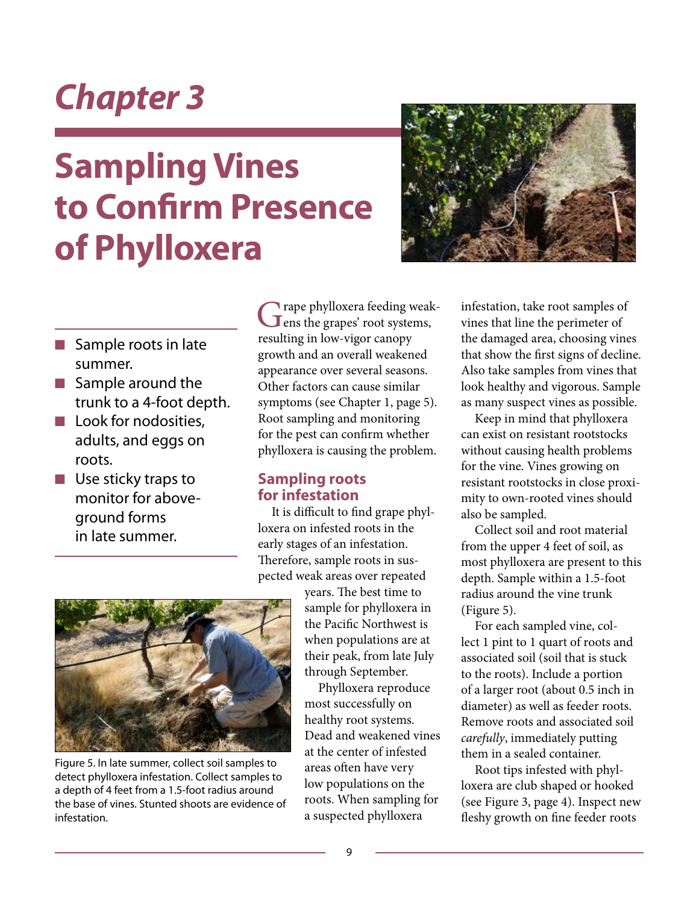# Chapter 3

# Sampling Vines to Confirm Presence of Phylloxera

- Sample roots in late summer.
- Sample around the trunk to a 4-foot depth.
- Look for nodosities, adults, and eggs on roots.
- Use sticky traps to monitor for above-ground forms in late summer.

Grape phylloxera feeding weakens the grapes' root systems, resulting in low-vigor canopy growth and an overall weakened appearance over several seasons. Other factors can cause similar symptoms (see Chapter 1, page 5). Root sampling and monitoring for the pest can confirm whether phylloxera is causing the problem.

## Sampling roots for infestation

It is difficult to find grape phylloxera on infested roots in the early stages of an infestation. Therefore, sample roots in suspected weak areas over repeated years. The best time to sample for phylloxera in the Pacific Northwest is when populations are at their peak, from late July through September.

Phylloxera reproduce most successfully on healthy root systems. Dead and weakened vines at the center of infested areas often have very low populations on the roots. When sampling for a suspected phylloxera infestation, take root samples of vines that line the perimeter of the damaged area, choosing vines that show the first signs of decline. Also take samples from vines that look healthy and vigorous. Sample as many suspect vines as possible.

Keep in mind that phylloxera can exist on resistant rootstocks without causing health problems for the vine. Vines growing on resistant rootstocks in close proximity to own-rooted vines should also be sampled.

Collect soil and root material from the upper 4 feet of soil, as most phylloxera are present to this depth. Sample within a 1.5-foot radius around the vine trunk (Figure 5).

Figure 5. In late summer, collect soil samples to detect phylloxera infestation. Collect samples to a depth of 4 feet from a 1.5-foot radius around the base of vines. Stunted shoots are evidence of infestation.

For each sampled vine, collect 1 pint to 1 quart of roots and associated soil (soil that is stuck to the roots). Include a portion of a larger root (about 0.5 inch in diameter) as well as feeder roots. Remove roots and associated soil *carefully*, immediately putting them in a sealed container.

Root tips infested with phylloxera are club shaped or hooked (see Figure 3, page 4). Inspect new fleshy growth on fine feeder roots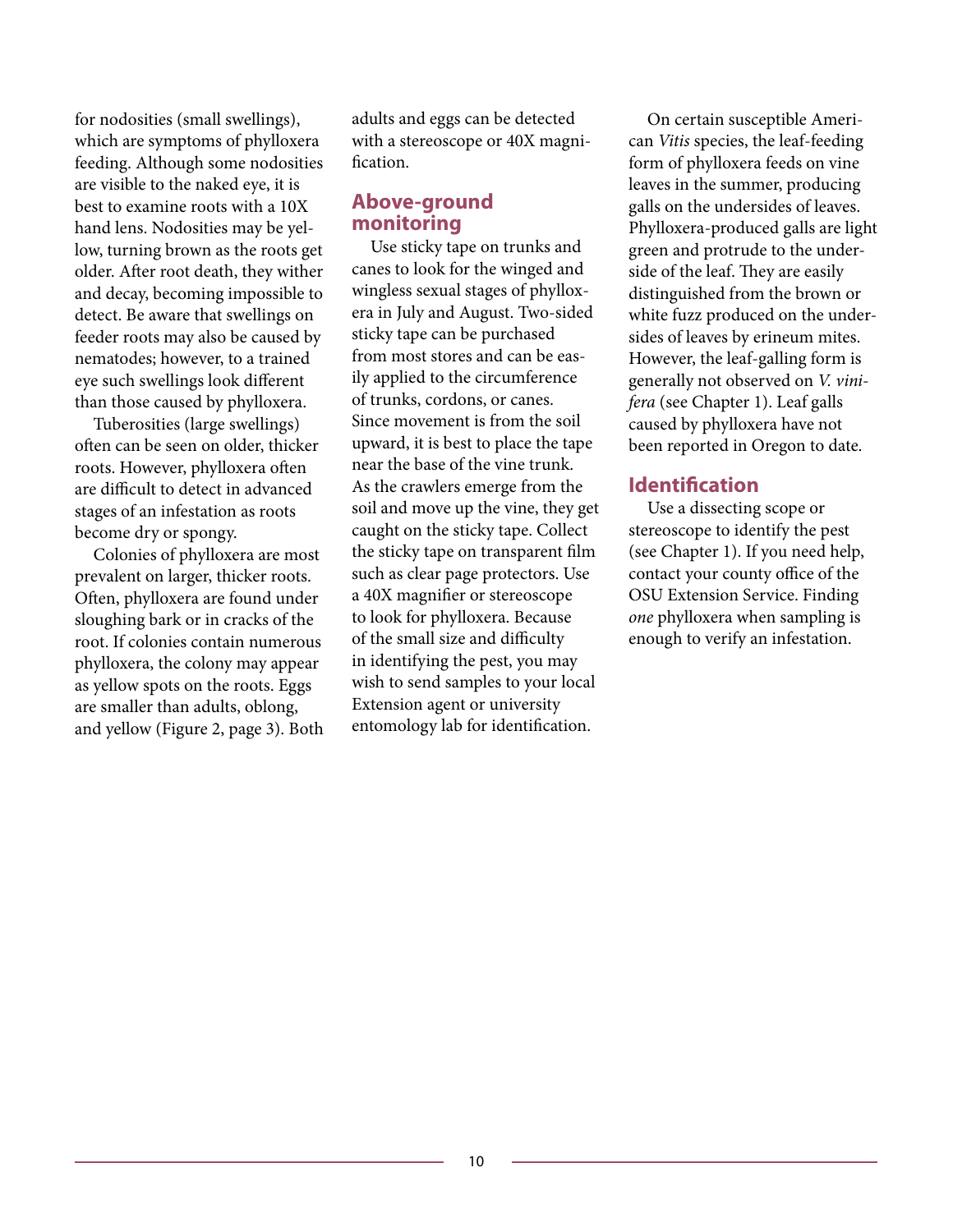for nodosities (small swellings), which are symptoms of phylloxera feeding. Although some nodosities are visible to the naked eye, it is best to examine roots with a 10X hand lens. Nodosities may be yellow, turning brown as the roots get older. After root death, they wither and decay, becoming impossible to detect. Be aware that swellings on feeder roots may also be caused by nematodes; however, to a trained eye such swellings look different than those caused by phylloxera.

Tuberosities (large swellings) often can be seen on older, thicker roots. However, phylloxera often are difficult to detect in advanced stages of an infestation as roots become dry or spongy.

Colonies of phylloxera are most prevalent on larger, thicker roots. Often, phylloxera are found under sloughing bark or in cracks of the root. If colonies contain numerous phylloxera, the colony may appear as yellow spots on the roots. Eggs are smaller than adults, oblong, and yellow (Figure 2, page 3). Both adults and eggs can be detected with a stereoscope or 40X magnification.

## Above-ground monitoring

Use sticky tape on trunks and canes to look for the winged and wingless sexual stages of phylloxera in July and August. Two-sided sticky tape can be purchased from most stores and can be easily applied to the circumference of trunks, cordons, or canes. Since movement is from the soil upward, it is best to place the tape near the base of the vine trunk. As the crawlers emerge from the soil and move up the vine, they get caught on the sticky tape. Collect the sticky tape on transparent film such as clear page protectors. Use a 40X magnifier or stereoscope to look for phylloxera. Because of the small size and difficulty in identifying the pest, you may wish to send samples to your local Extension agent or university entomology lab for identification.

On certain susceptible American *Vitis* species, the leaf-feeding form of phylloxera feeds on vine leaves in the summer, producing galls on the undersides of leaves. Phylloxera-produced galls are light green and protrude to the underside of the leaf. They are easily distinguished from the brown or white fuzz produced on the undersides of leaves by erineum mites. However, the leaf-galling form is generally not observed on *V. vinifera* (see Chapter 1). Leaf galls caused by phylloxera have not been reported in Oregon to date.

## Identification

Use a dissecting scope or stereoscope to identify the pest (see Chapter 1). If you need help, contact your county office of the OSU Extension Service. Finding *one* phylloxera when sampling is enough to verify an infestation.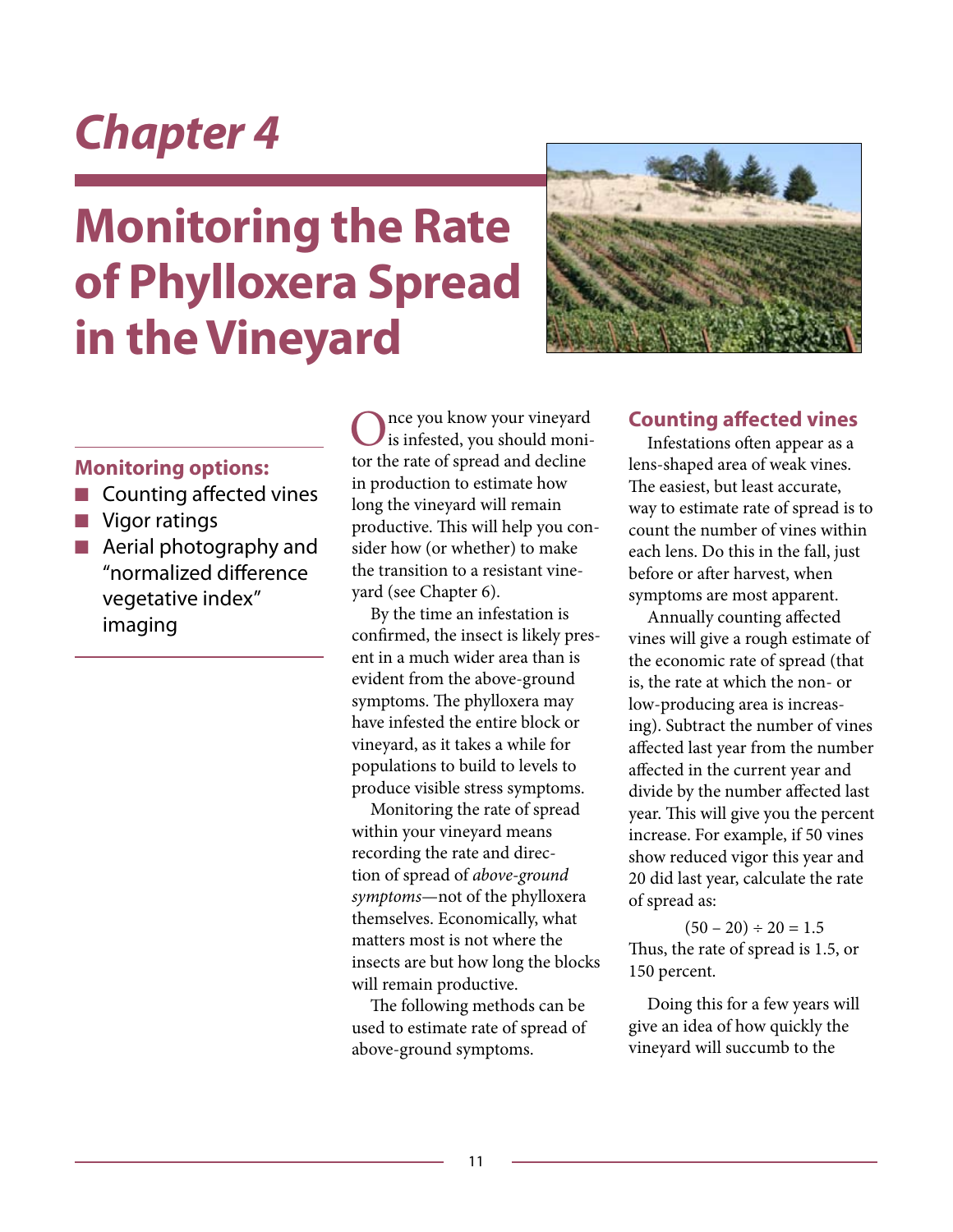# Chapter 4

# Monitoring the Rate of Phylloxera Spread in the Vineyard

### Monitoring options:

- Counting affected vines
- Vigor ratings
- Aerial photography and "normalized difference vegetative index" imaging

Once you know your vineyard is infested, you should monitor the rate of spread and decline in production to estimate how long the vineyard will remain productive. This will help you consider how (or whether) to make the transition to a resistant vineyard (see Chapter 6).

By the time an infestation is confirmed, the insect is likely present in a much wider area than is evident from the above-ground symptoms. The phylloxera may have infested the entire block or vineyard, as it takes a while for populations to build to levels to produce visible stress symptoms.

Monitoring the rate of spread within your vineyard means recording the rate and direction of spread of *above-ground symptoms*—not of the phylloxera themselves. Economically, what matters most is not where the insects are but how long the blocks will remain productive.

The following methods can be used to estimate rate of spread of above-ground symptoms.

## Counting affected vines

Infestations often appear as a lens-shaped area of weak vines. The easiest, but least accurate, way to estimate rate of spread is to count the number of vines within each lens. Do this in the fall, just before or after harvest, when symptoms are most apparent.

Annually counting affected vines will give a rough estimate of the economic rate of spread (that is, the rate at which the non- or low-producing area is increasing). Subtract the number of vines affected last year from the number affected in the current year and divide by the number affected last year. This will give you the percent increase. For example, if 50 vines show reduced vigor this year and 20 did last year, calculate the rate of spread as:

$$(50 - 20) \div 20 = 1.5$$

Thus, the rate of spread is 1.5, or 150 percent.

Doing this for a few years will give an idea of how quickly the vineyard will succumb to the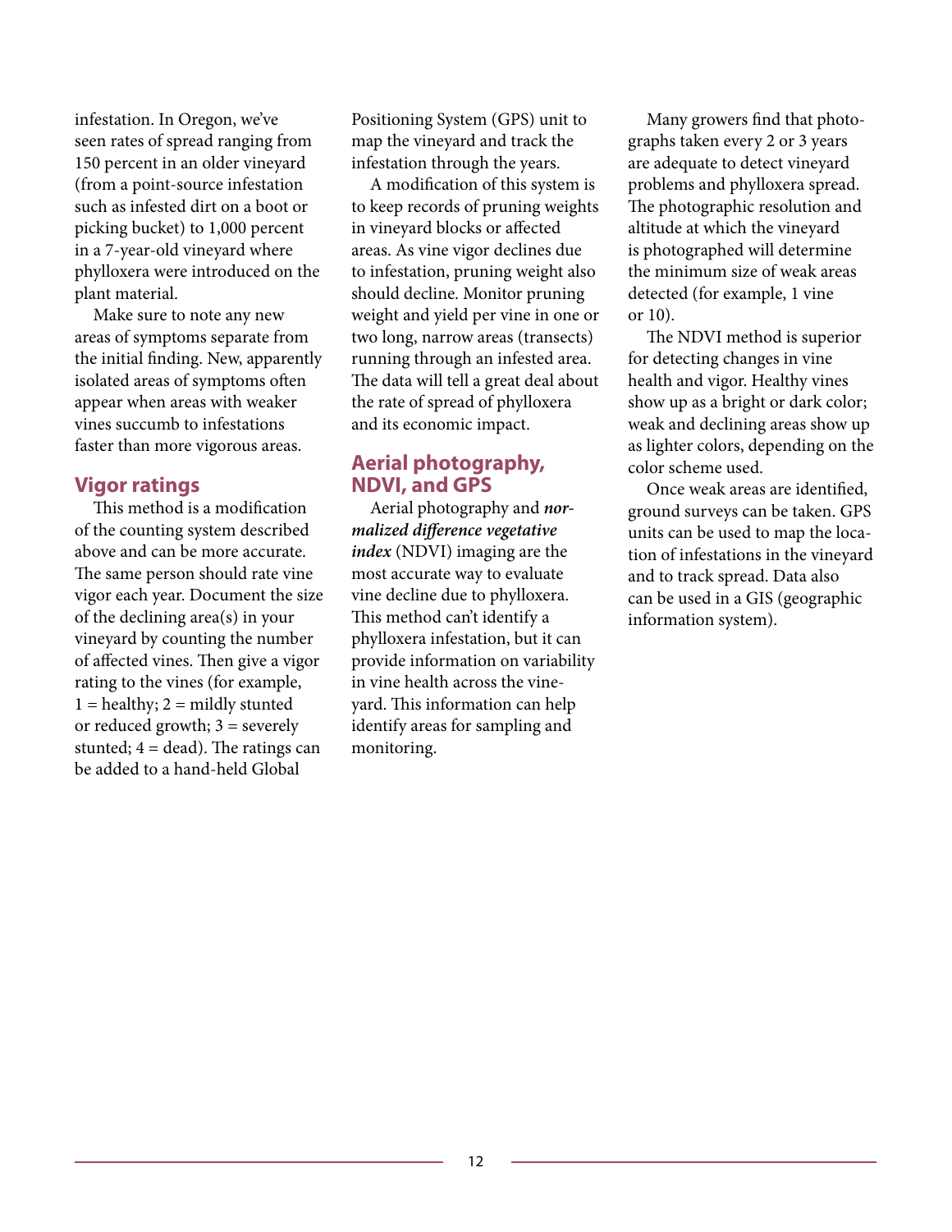infestation. In Oregon, we've seen rates of spread ranging from 150 percent in an older vineyard (from a point-source infestation such as infested dirt on a boot or picking bucket) to 1,000 percent in a 7-year-old vineyard where phylloxera were introduced on the plant material.

Make sure to note any new areas of symptoms separate from the initial finding. New, apparently isolated areas of symptoms often appear when areas with weaker vines succumb to infestations faster than more vigorous areas.

## Vigor ratings

This method is a modification of the counting system described above and can be more accurate. The same person should rate vine vigor each year. Document the size of the declining area(s) in your vineyard by counting the number of affected vines. Then give a vigor rating to the vines (for example, 1 = healthy; 2 = mildly stunted or reduced growth; 3 = severely stunted; 4 = dead). The ratings can be added to a hand-held Global Positioning System (GPS) unit to map the vineyard and track the infestation through the years.

A modification of this system is to keep records of pruning weights in vineyard blocks or affected areas. As vine vigor declines due to infestation, pruning weight also should decline. Monitor pruning weight and yield per vine in one or two long, narrow areas (transects) running through an infested area. The data will tell a great deal about the rate of spread of phylloxera and its economic impact.

## Aerial photography, NDVI, and GPS

Aerial photography and ***normalized difference vegetative index*** (NDVI) imaging are the most accurate way to evaluate vine decline due to phylloxera. This method can't identify a phylloxera infestation, but it can provide information on variability in vine health across the vineyard. This information can help identify areas for sampling and monitoring.

Many growers find that photographs taken every 2 or 3 years are adequate to detect vineyard problems and phylloxera spread. The photographic resolution and altitude at which the vineyard is photographed will determine the minimum size of weak areas detected (for example, 1 vine or 10).

The NDVI method is superior for detecting changes in vine health and vigor. Healthy vines show up as a bright or dark color; weak and declining areas show up as lighter colors, depending on the color scheme used.

Once weak areas are identified, ground surveys can be taken. GPS units can be used to map the location of infestations in the vineyard and to track spread. Data also can be used in a GIS (geographic information system).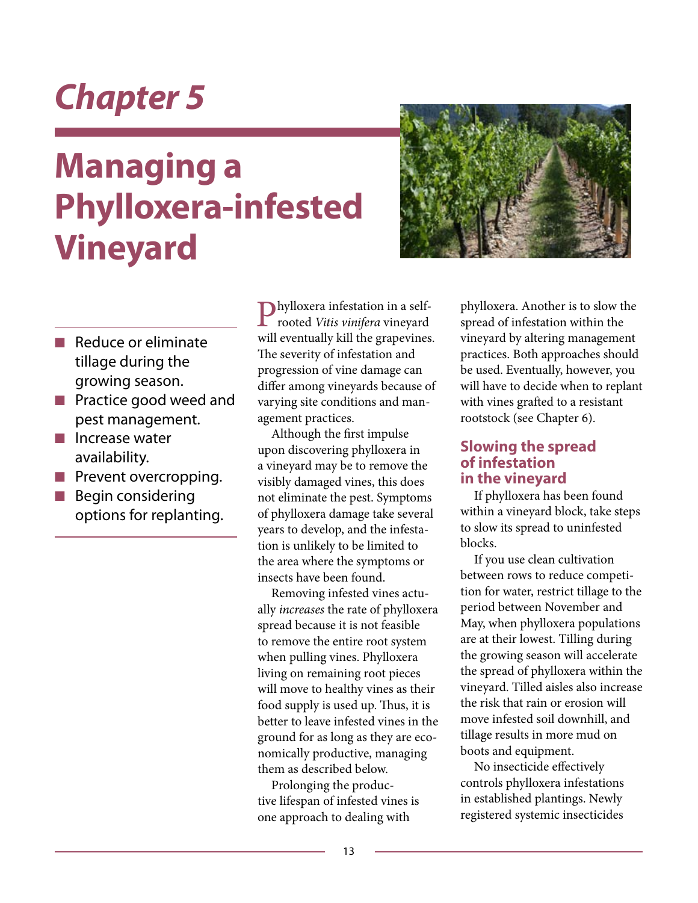# Chapter 5

# Managing a Phylloxera-infested Vineyard

- Reduce or eliminate tillage during the growing season.
- Practice good weed and pest management.
- Increase water availability.
- Prevent overcropping.
- Begin considering options for replanting.

Phylloxera infestation in a self-rooted *Vitis vinifera* vineyard will eventually kill the grapevines. The severity of infestation and progression of vine damage can differ among vineyards because of varying site conditions and management practices.

Although the first impulse upon discovering phylloxera in a vineyard may be to remove the visibly damaged vines, this does not eliminate the pest. Symptoms of phylloxera damage take several years to develop, and the infestation is unlikely to be limited to the area where the symptoms or insects have been found.

Removing infested vines actually *increases* the rate of phylloxera spread because it is not feasible to remove the entire root system when pulling vines. Phylloxera living on remaining root pieces will move to healthy vines as their food supply is used up. Thus, it is better to leave infested vines in the ground for as long as they are economically productive, managing them as described below.

Prolonging the productive lifespan of infested vines is one approach to dealing with phylloxera. Another is to slow the spread of infestation within the vineyard by altering management practices. Both approaches should be used. Eventually, however, you will have to decide when to replant with vines grafted to a resistant rootstock (see Chapter 6).

## Slowing the spread of infestation in the vineyard

If phylloxera has been found within a vineyard block, take steps to slow its spread to uninfested blocks.

If you use clean cultivation between rows to reduce competition for water, restrict tillage to the period between November and May, when phylloxera populations are at their lowest. Tilling during the growing season will accelerate the spread of phylloxera within the vineyard. Tilled aisles also increase the risk that rain or erosion will move infested soil downhill, and tillage results in more mud on boots and equipment.

No insecticide effectively controls phylloxera infestations in established plantings. Newly registered systemic insecticides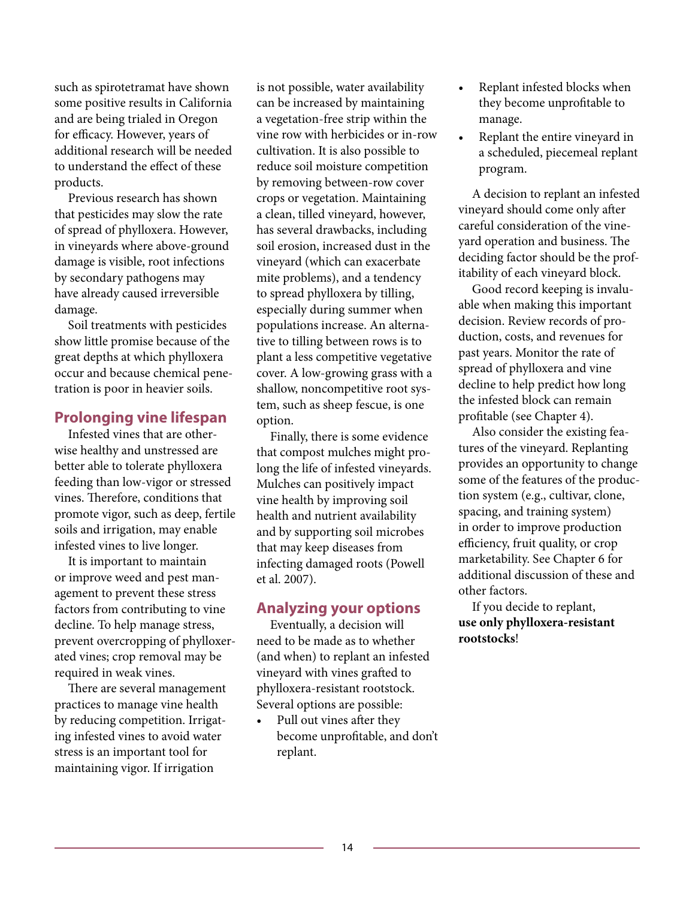such as spirotetramat have shown some positive results in California and are being trialed in Oregon for efficacy. However, years of additional research will be needed to understand the effect of these products.

Previous research has shown that pesticides may slow the rate of spread of phylloxera. However, in vineyards where above-ground damage is visible, root infections by secondary pathogens may have already caused irreversible damage.

Soil treatments with pesticides show little promise because of the great depths at which phylloxera occur and because chemical penetration is poor in heavier soils.

## Prolonging vine lifespan

Infested vines that are otherwise healthy and unstressed are better able to tolerate phylloxera feeding than low-vigor or stressed vines. Therefore, conditions that promote vigor, such as deep, fertile soils and irrigation, may enable infested vines to live longer.

It is important to maintain or improve weed and pest management to prevent these stress factors from contributing to vine decline. To help manage stress, prevent overcropping of phylloxerated vines; crop removal may be required in weak vines.

There are several management practices to manage vine health by reducing competition. Irrigating infested vines to avoid water stress is an important tool for maintaining vigor. If irrigation is not possible, water availability can be increased by maintaining a vegetation-free strip within the vine row with herbicides or in-row cultivation. It is also possible to reduce soil moisture competition by removing between-row cover crops or vegetation. Maintaining a clean, tilled vineyard, however, has several drawbacks, including soil erosion, increased dust in the vineyard (which can exacerbate mite problems), and a tendency to spread phylloxera by tilling, especially during summer when populations increase. An alternative to tilling between rows is to plant a less competitive vegetative cover. A low-growing grass with a shallow, noncompetitive root system, such as sheep fescue, is one option.

Finally, there is some evidence that compost mulches might prolong the life of infested vineyards. Mulches can positively impact vine health by improving soil health and nutrient availability and by supporting soil microbes that may keep diseases from infecting damaged roots (Powell et al. 2007).

## Analyzing your options

Eventually, a decision will need to be made as to whether (and when) to replant an infested vineyard with vines grafted to phylloxera-resistant rootstock. Several options are possible:

- Pull out vines after they become unprofitable, and don't replant.
- Replant infested blocks when they become unprofitable to manage.
- Replant the entire vineyard in a scheduled, piecemeal replant program.

A decision to replant an infested vineyard should come only after careful consideration of the vineyard operation and business. The deciding factor should be the profitability of each vineyard block.

Good record keeping is invaluable when making this important decision. Review records of production, costs, and revenues for past years. Monitor the rate of spread of phylloxera and vine decline to help predict how long the infested block can remain profitable (see Chapter 4).

Also consider the existing features of the vineyard. Replanting provides an opportunity to change some of the features of the production system (e.g., cultivar, clone, spacing, and training system) in order to improve production efficiency, fruit quality, or crop marketability. See Chapter 6 for additional discussion of these and other factors.

If you decide to replant, **use only phylloxera-resistant rootstocks**!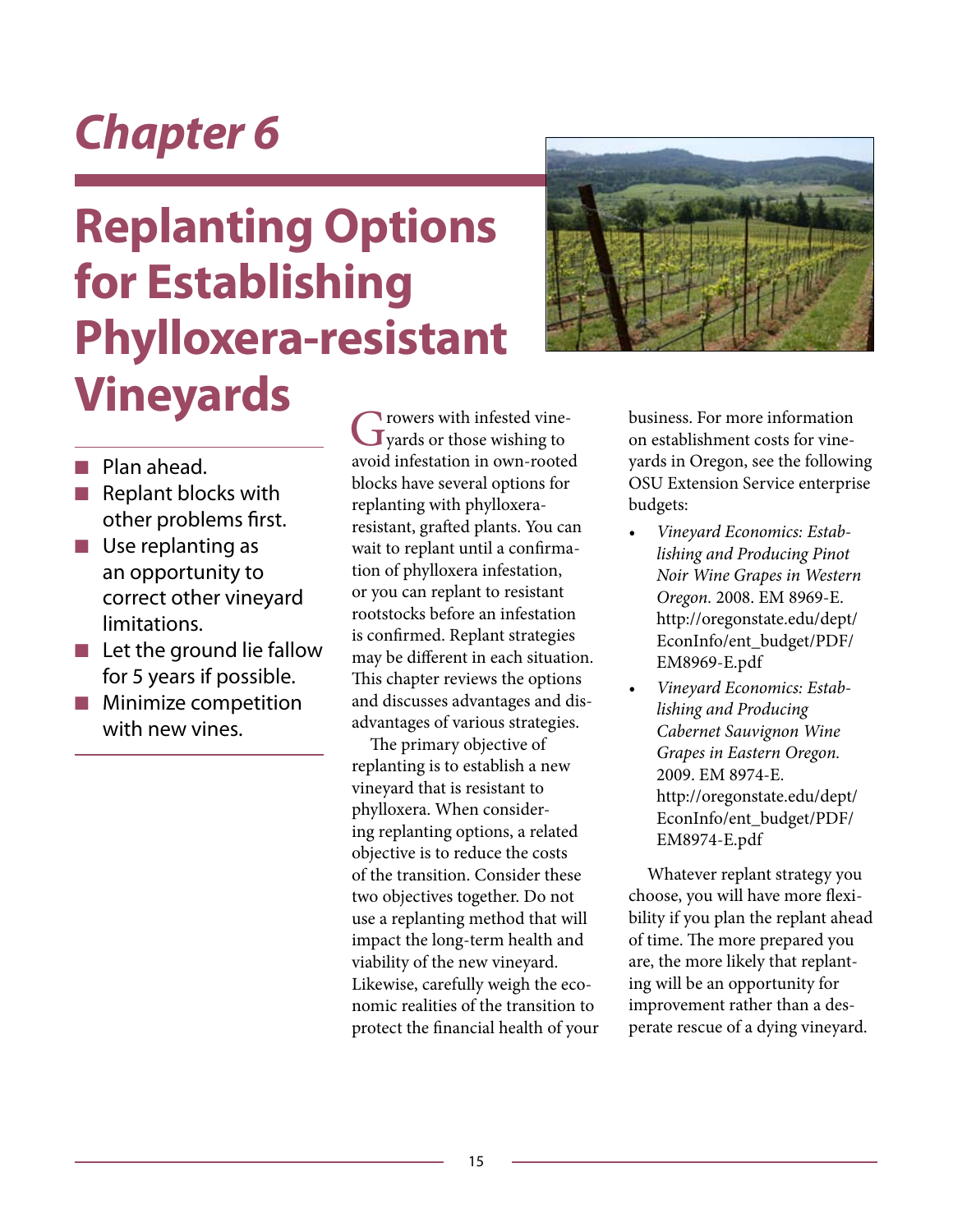# Chapter 6

# Replanting Options for Establishing Phylloxera-resistant Vineyards

- Plan ahead.
- Replant blocks with other problems first.
- Use replanting as an opportunity to correct other vineyard limitations.
- Let the ground lie fallow for 5 years if possible.
- Minimize competition with new vines.

Growers with infested vineyards or those wishing to avoid infestation in own-rooted blocks have several options for replanting with phylloxera-resistant, grafted plants. You can wait to replant until a confirmation of phylloxera infestation, or you can replant to resistant rootstocks before an infestation is confirmed. Replant strategies may be different in each situation. This chapter reviews the options and discusses advantages and disadvantages of various strategies.

The primary objective of replanting is to establish a new vineyard that is resistant to phylloxera. When considering replanting options, a related objective is to reduce the costs of the transition. Consider these two objectives together. Do not use a replanting method that will impact the long-term health and viability of the new vineyard. Likewise, carefully weigh the economic realities of the transition to protect the financial health of your business. For more information on establishment costs for vineyards in Oregon, see the following OSU Extension Service enterprise budgets:

- *Vineyard Economics: Establishing and Producing Pinot Noir Wine Grapes in Western Oregon.* 2008. EM 8969-E. http://oregonstate.edu/dept/EconInfo/ent_budget/PDF/EM8969-E.pdf
- *Vineyard Economics: Establishing and Producing Cabernet Sauvignon Wine Grapes in Eastern Oregon.* 2009. EM 8974-E. http://oregonstate.edu/dept/EconInfo/ent_budget/PDF/EM8974-E.pdf

Whatever replant strategy you choose, you will have more flexibility if you plan the replant ahead of time. The more prepared you are, the more likely that replanting will be an opportunity for improvement rather than a desperate rescue of a dying vineyard.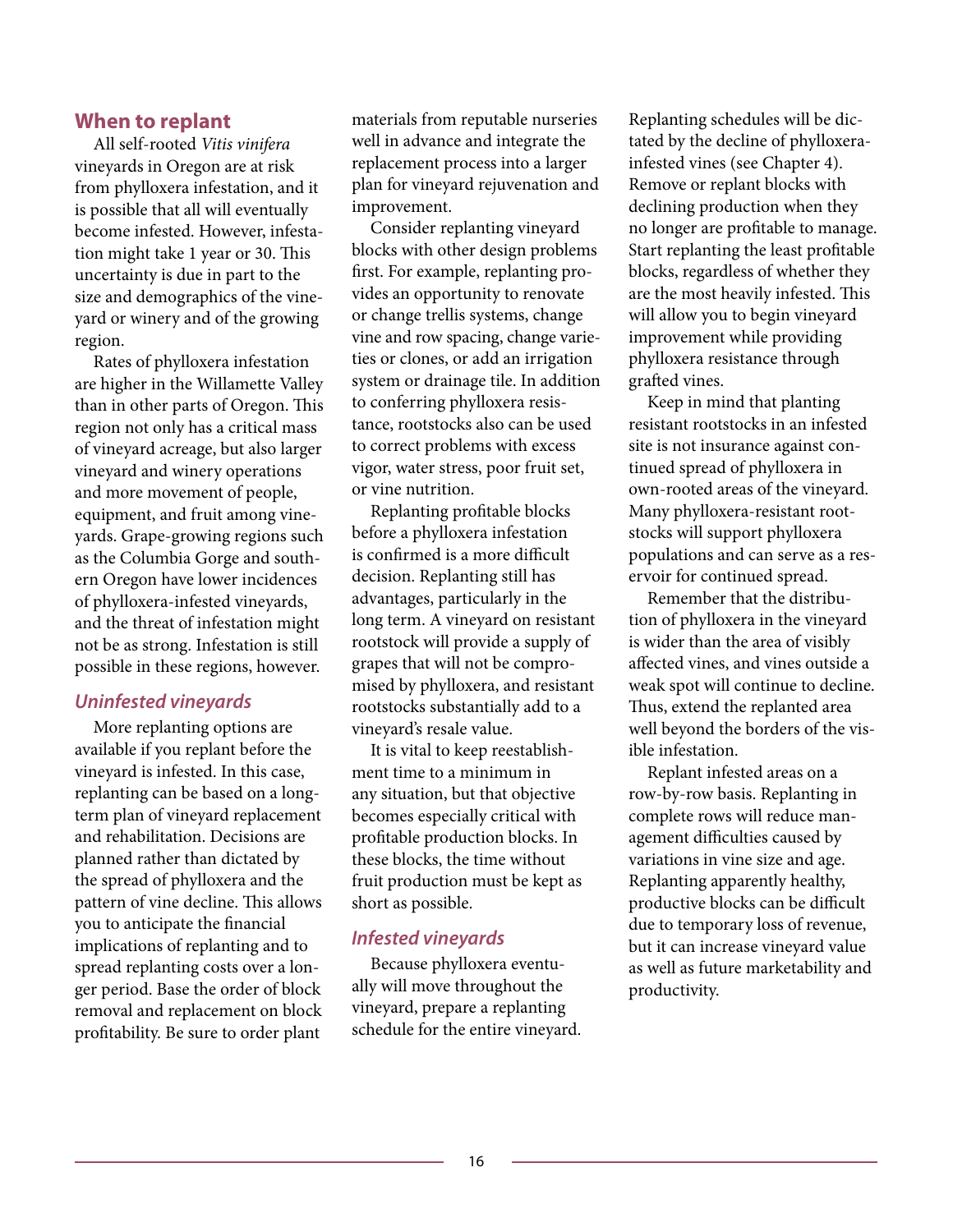## When to replant

All self-rooted *Vitis vinifera* vineyards in Oregon are at risk from phylloxera infestation, and it is possible that all will eventually become infested. However, infestation might take 1 year or 30. This uncertainty is due in part to the size and demographics of the vineyard or winery and of the growing region.

Rates of phylloxera infestation are higher in the Willamette Valley than in other parts of Oregon. This region not only has a critical mass of vineyard acreage, but also larger vineyard and winery operations and more movement of people, equipment, and fruit among vineyards. Grape-growing regions such as the Columbia Gorge and southern Oregon have lower incidences of phylloxera-infested vineyards, and the threat of infestation might not be as strong. Infestation is still possible in these regions, however.

### *Uninfested vineyards*

More replanting options are available if you replant before the vineyard is infested. In this case, replanting can be based on a long-term plan of vineyard replacement and rehabilitation. Decisions are planned rather than dictated by the spread of phylloxera and the pattern of vine decline. This allows you to anticipate the financial implications of replanting and to spread replanting costs over a longer period. Base the order of block removal and replacement on block profitability. Be sure to order plant materials from reputable nurseries well in advance and integrate the replacement process into a larger plan for vineyard rejuvenation and improvement.

Consider replanting vineyard blocks with other design problems first. For example, replanting provides an opportunity to renovate or change trellis systems, change vine and row spacing, change varieties or clones, or add an irrigation system or drainage tile. In addition to conferring phylloxera resistance, rootstocks also can be used to correct problems with excess vigor, water stress, poor fruit set, or vine nutrition.

Replanting profitable blocks before a phylloxera infestation is confirmed is a more difficult decision. Replanting still has advantages, particularly in the long term. A vineyard on resistant rootstock will provide a supply of grapes that will not be compromised by phylloxera, and resistant rootstocks substantially add to a vineyard's resale value.

It is vital to keep reestablishment time to a minimum in any situation, but that objective becomes especially critical with profitable production blocks. In these blocks, the time without fruit production must be kept as short as possible.

### *Infested vineyards*

Because phylloxera eventually will move throughout the vineyard, prepare a replanting schedule for the entire vineyard. Replanting schedules will be dictated by the decline of phylloxera-infested vines (see Chapter 4). Remove or replant blocks with declining production when they no longer are profitable to manage. Start replanting the least profitable blocks, regardless of whether they are the most heavily infested. This will allow you to begin vineyard improvement while providing phylloxera resistance through grafted vines.

Keep in mind that planting resistant rootstocks in an infested site is not insurance against continued spread of phylloxera in own-rooted areas of the vineyard. Many phylloxera-resistant rootstocks will support phylloxera populations and can serve as a reservoir for continued spread.

Remember that the distribution of phylloxera in the vineyard is wider than the area of visibly affected vines, and vines outside a weak spot will continue to decline. Thus, extend the replanted area well beyond the borders of the visible infestation.

Replant infested areas on a row-by-row basis. Replanting in complete rows will reduce management difficulties caused by variations in vine size and age. Replanting apparently healthy, productive blocks can be difficult due to temporary loss of revenue, but it can increase vineyard value as well as future marketability and productivity.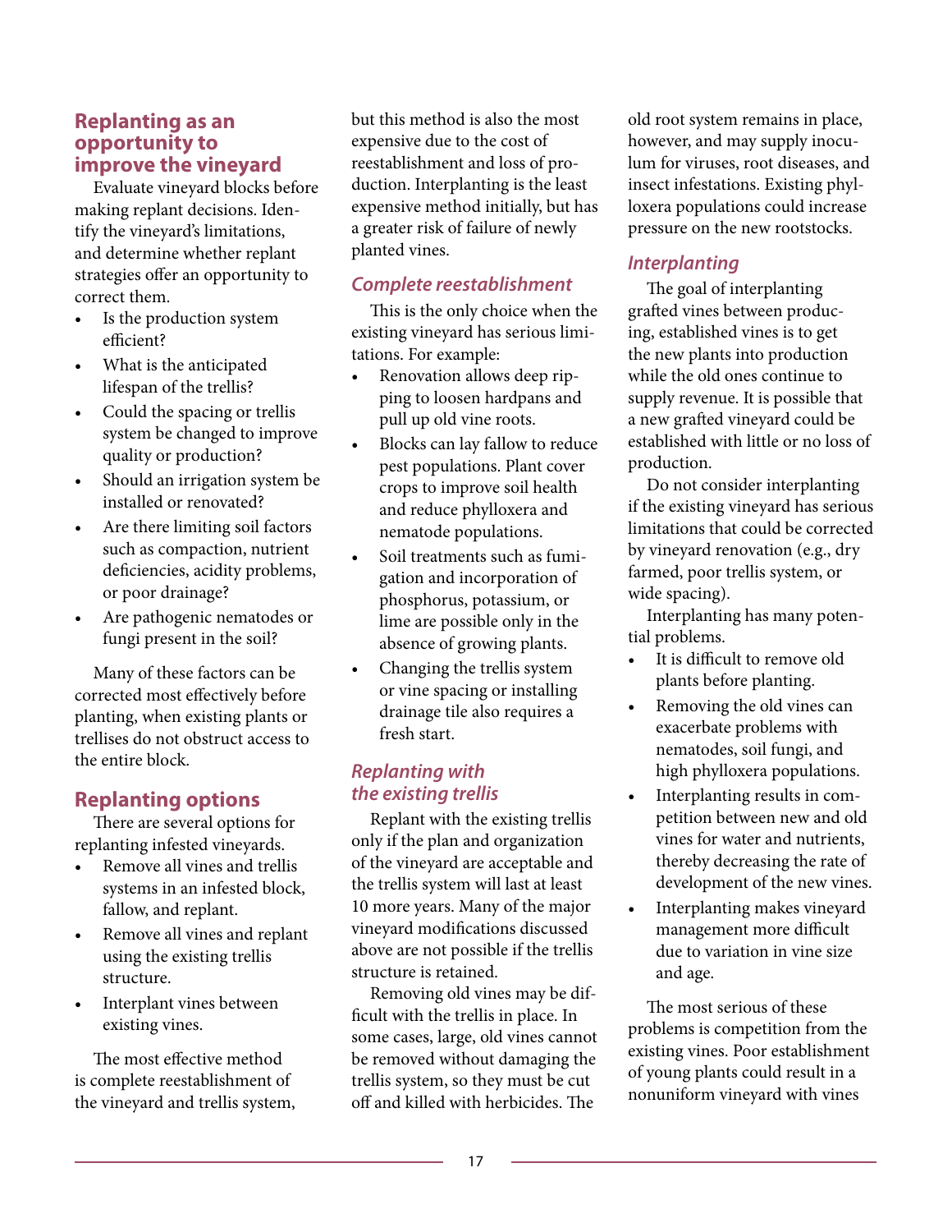## Replanting as an opportunity to improve the vineyard

Evaluate vineyard blocks before making replant decisions. Identify the vineyard's limitations, and determine whether replant strategies offer an opportunity to correct them.

- Is the production system efficient?
- What is the anticipated lifespan of the trellis?
- Could the spacing or trellis system be changed to improve quality or production?
- Should an irrigation system be installed or renovated?
- Are there limiting soil factors such as compaction, nutrient deficiencies, acidity problems, or poor drainage?
- Are pathogenic nematodes or fungi present in the soil?

Many of these factors can be corrected most effectively before planting, when existing plants or trellises do not obstruct access to the entire block.

## Replanting options

There are several options for replanting infested vineyards.

- Remove all vines and trellis systems in an infested block, fallow, and replant.
- Remove all vines and replant using the existing trellis structure.
- Interplant vines between existing vines.

The most effective method is complete reestablishment of the vineyard and trellis system, but this method is also the most expensive due to the cost of reestablishment and loss of production. Interplanting is the least expensive method initially, but has a greater risk of failure of newly planted vines.

### *Complete reestablishment*

This is the only choice when the existing vineyard has serious limitations. For example:

- Renovation allows deep ripping to loosen hardpans and pull up old vine roots.
- Blocks can lay fallow to reduce pest populations. Plant cover crops to improve soil health and reduce phylloxera and nematode populations.
- Soil treatments such as fumigation and incorporation of phosphorus, potassium, or lime are possible only in the absence of growing plants.
- Changing the trellis system or vine spacing or installing drainage tile also requires a fresh start.

### *Replanting with the existing trellis*

Replant with the existing trellis only if the plan and organization of the vineyard are acceptable and the trellis system will last at least 10 more years. Many of the major vineyard modifications discussed above are not possible if the trellis structure is retained.

Removing old vines may be difficult with the trellis in place. In some cases, large, old vines cannot be removed without damaging the trellis system, so they must be cut off and killed with herbicides. The old root system remains in place, however, and may supply inoculum for viruses, root diseases, and insect infestations. Existing phylloxera populations could increase pressure on the new rootstocks.

### *Interplanting*

The goal of interplanting grafted vines between producing, established vines is to get the new plants into production while the old ones continue to supply revenue. It is possible that a new grafted vineyard could be established with little or no loss of production.

Do not consider interplanting if the existing vineyard has serious limitations that could be corrected by vineyard renovation (e.g., dry farmed, poor trellis system, or wide spacing).

Interplanting has many potential problems.

- It is difficult to remove old plants before planting.
- Removing the old vines can exacerbate problems with nematodes, soil fungi, and high phylloxera populations.
- Interplanting results in competition between new and old vines for water and nutrients, thereby decreasing the rate of development of the new vines.
- Interplanting makes vineyard management more difficult due to variation in vine size and age.

The most serious of these problems is competition from the existing vines. Poor establishment of young plants could result in a nonuniform vineyard with vines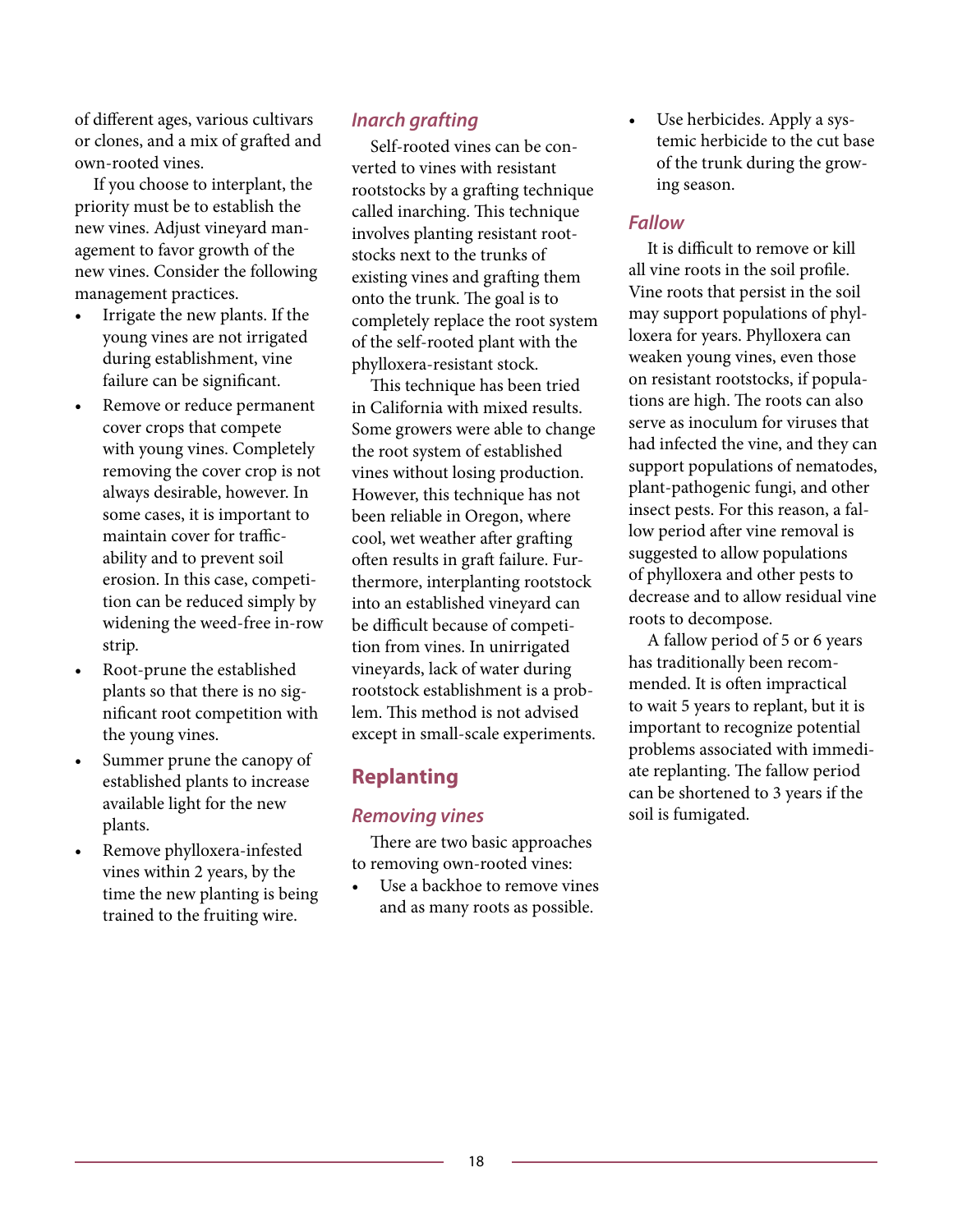of different ages, various cultivars or clones, and a mix of grafted and own-rooted vines.

If you choose to interplant, the priority must be to establish the new vines. Adjust vineyard management to favor growth of the new vines. Consider the following management practices.

- Irrigate the new plants. If the young vines are not irrigated during establishment, vine failure can be significant.
- Remove or reduce permanent cover crops that compete with young vines. Completely removing the cover crop is not always desirable, however. In some cases, it is important to maintain cover for trafficability and to prevent soil erosion. In this case, competition can be reduced simply by widening the weed-free in-row strip.
- Root-prune the established plants so that there is no significant root competition with the young vines.
- Summer prune the canopy of established plants to increase available light for the new plants.
- Remove phylloxera-infested vines within 2 years, by the time the new planting is being trained to the fruiting wire.

### *Inarch grafting*

Self-rooted vines can be converted to vines with resistant rootstocks by a grafting technique called inarching. This technique involves planting resistant rootstocks next to the trunks of existing vines and grafting them onto the trunk. The goal is to completely replace the root system of the self-rooted plant with the phylloxera-resistant stock.

This technique has been tried in California with mixed results. Some growers were able to change the root system of established vines without losing production. However, this technique has not been reliable in Oregon, where cool, wet weather after grafting often results in graft failure. Furthermore, interplanting rootstock into an established vineyard can be difficult because of competition from vines. In unirrigated vineyards, lack of water during rootstock establishment is a problem. This method is not advised except in small-scale experiments.

## Replanting

### *Removing vines*

There are two basic approaches to removing own-rooted vines:

- Use a backhoe to remove vines and as many roots as possible.
- Use herbicides. Apply a systemic herbicide to the cut base of the trunk during the growing season.

### *Fallow*

It is difficult to remove or kill all vine roots in the soil profile. Vine roots that persist in the soil may support populations of phylloxera for years. Phylloxera can weaken young vines, even those on resistant rootstocks, if populations are high. The roots can also serve as inoculum for viruses that had infected the vine, and they can support populations of nematodes, plant-pathogenic fungi, and other insect pests. For this reason, a fallow period after vine removal is suggested to allow populations of phylloxera and other pests to decrease and to allow residual vine roots to decompose.

A fallow period of 5 or 6 years has traditionally been recommended. It is often impractical to wait 5 years to replant, but it is important to recognize potential problems associated with immediate replanting. The fallow period can be shortened to 3 years if the soil is fumigated.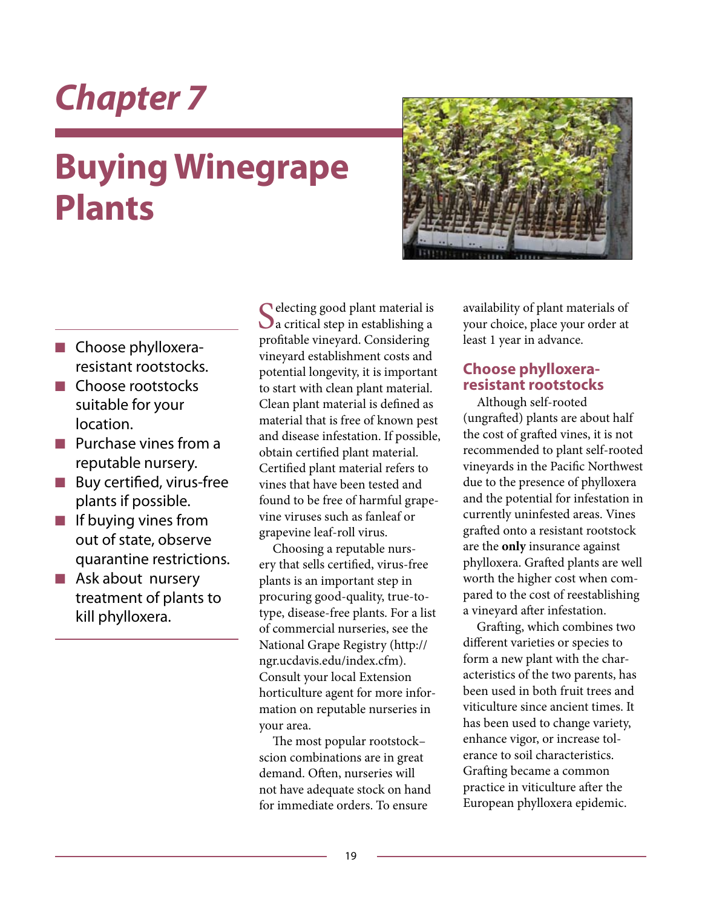# Chapter 7

# Buying Winegrape Plants

- Choose phylloxera-resistant rootstocks.
- Choose rootstocks suitable for your location.
- Purchase vines from a reputable nursery.
- Buy certified, virus-free plants if possible.
- If buying vines from out of state, observe quarantine restrictions.
- Ask about nursery treatment of plants to kill phylloxera.

Selecting good plant material is a critical step in establishing a profitable vineyard. Considering vineyard establishment costs and potential longevity, it is important to start with clean plant material. Clean plant material is defined as material that is free of known pest and disease infestation. If possible, obtain certified plant material. Certified plant material refers to vines that have been tested and found to be free of harmful grapevine viruses such as fanleaf or grapevine leaf-roll virus.

Choosing a reputable nursery that sells certified, virus-free plants is an important step in procuring good-quality, true-to-type, disease-free plants. For a list of commercial nurseries, see the National Grape Registry (http://ngr.ucdavis.edu/index.cfm). Consult your local Extension horticulture agent for more information on reputable nurseries in your area.

The most popular rootstock–scion combinations are in great demand. Often, nurseries will not have adequate stock on hand for immediate orders. To ensure availability of plant materials of your choice, place your order at least 1 year in advance.

## Choose phylloxera-resistant rootstocks

Although self-rooted (ungrafted) plants are about half the cost of grafted vines, it is not recommended to plant self-rooted vineyards in the Pacific Northwest due to the presence of phylloxera and the potential for infestation in currently uninfested areas. Vines grafted onto a resistant rootstock are the **only** insurance against phylloxera. Grafted plants are well worth the higher cost when compared to the cost of reestablishing a vineyard after infestation.

Grafting, which combines two different varieties or species to form a new plant with the characteristics of the two parents, has been used in both fruit trees and viticulture since ancient times. It has been used to change variety, enhance vigor, or increase tolerance to soil characteristics. Grafting became a common practice in viticulture after the European phylloxera epidemic.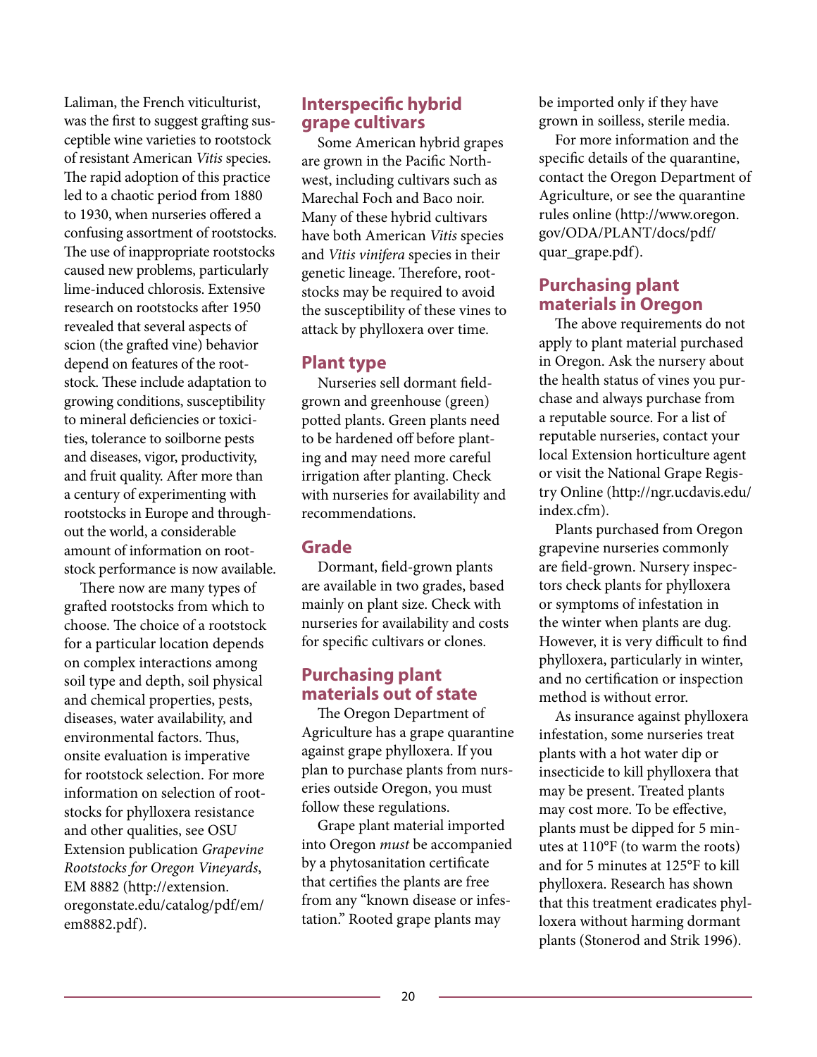Laliman, the French viticulturist, was the first to suggest grafting susceptible wine varieties to rootstock of resistant American *Vitis* species. The rapid adoption of this practice led to a chaotic period from 1880 to 1930, when nurseries offered a confusing assortment of rootstocks. The use of inappropriate rootstocks caused new problems, particularly lime-induced chlorosis. Extensive research on rootstocks after 1950 revealed that several aspects of scion (the grafted vine) behavior depend on features of the rootstock. These include adaptation to growing conditions, susceptibility to mineral deficiencies or toxicities, tolerance to soilborne pests and diseases, vigor, productivity, and fruit quality. After more than a century of experimenting with rootstocks in Europe and throughout the world, a considerable amount of information on rootstock performance is now available.

There now are many types of grafted rootstocks from which to choose. The choice of a rootstock for a particular location depends on complex interactions among soil type and depth, soil physical and chemical properties, pests, diseases, water availability, and environmental factors. Thus, onsite evaluation is imperative for rootstock selection. For more information on selection of rootstocks for phylloxera resistance and other qualities, see OSU Extension publication *Grapevine Rootstocks for Oregon Vineyards*, EM 8882 (http://extension.oregonstate.edu/catalog/pdf/em/em8882.pdf).

## Interspecific hybrid grape cultivars

Some American hybrid grapes are grown in the Pacific Northwest, including cultivars such as Marechal Foch and Baco noir. Many of these hybrid cultivars have both American *Vitis* species and *Vitis vinifera* species in their genetic lineage. Therefore, rootstocks may be required to avoid the susceptibility of these vines to attack by phylloxera over time.

## Plant type

Nurseries sell dormant field-grown and greenhouse (green) potted plants. Green plants need to be hardened off before planting and may need more careful irrigation after planting. Check with nurseries for availability and recommendations.

## Grade

Dormant, field-grown plants are available in two grades, based mainly on plant size. Check with nurseries for availability and costs for specific cultivars or clones.

## Purchasing plant materials out of state

The Oregon Department of Agriculture has a grape quarantine against grape phylloxera. If you plan to purchase plants from nurseries outside Oregon, you must follow these regulations.

Grape plant material imported into Oregon *must* be accompanied by a phytosanitation certificate that certifies the plants are free from any "known disease or infestation." Rooted grape plants may be imported only if they have grown in soilless, sterile media.

For more information and the specific details of the quarantine, contact the Oregon Department of Agriculture, or see the quarantine rules online (http://www.oregon.gov/ODA/PLANT/docs/pdf/quar_grape.pdf).

## Purchasing plant materials in Oregon

The above requirements do not apply to plant material purchased in Oregon. Ask the nursery about the health status of vines you purchase and always purchase from a reputable source. For a list of reputable nurseries, contact your local Extension horticulture agent or visit the National Grape Registry Online (http://ngr.ucdavis.edu/index.cfm).

Plants purchased from Oregon grapevine nurseries commonly are field-grown. Nursery inspectors check plants for phylloxera or symptoms of infestation in the winter when plants are dug. However, it is very difficult to find phylloxera, particularly in winter, and no certification or inspection method is without error.

As insurance against phylloxera infestation, some nurseries treat plants with a hot water dip or insecticide to kill phylloxera that may be present. Treated plants may cost more. To be effective, plants must be dipped for 5 minutes at 110°F (to warm the roots) and for 5 minutes at 125°F to kill phylloxera. Research has shown that this treatment eradicates phylloxera without harming dormant plants (Stonerod and Strik 1996).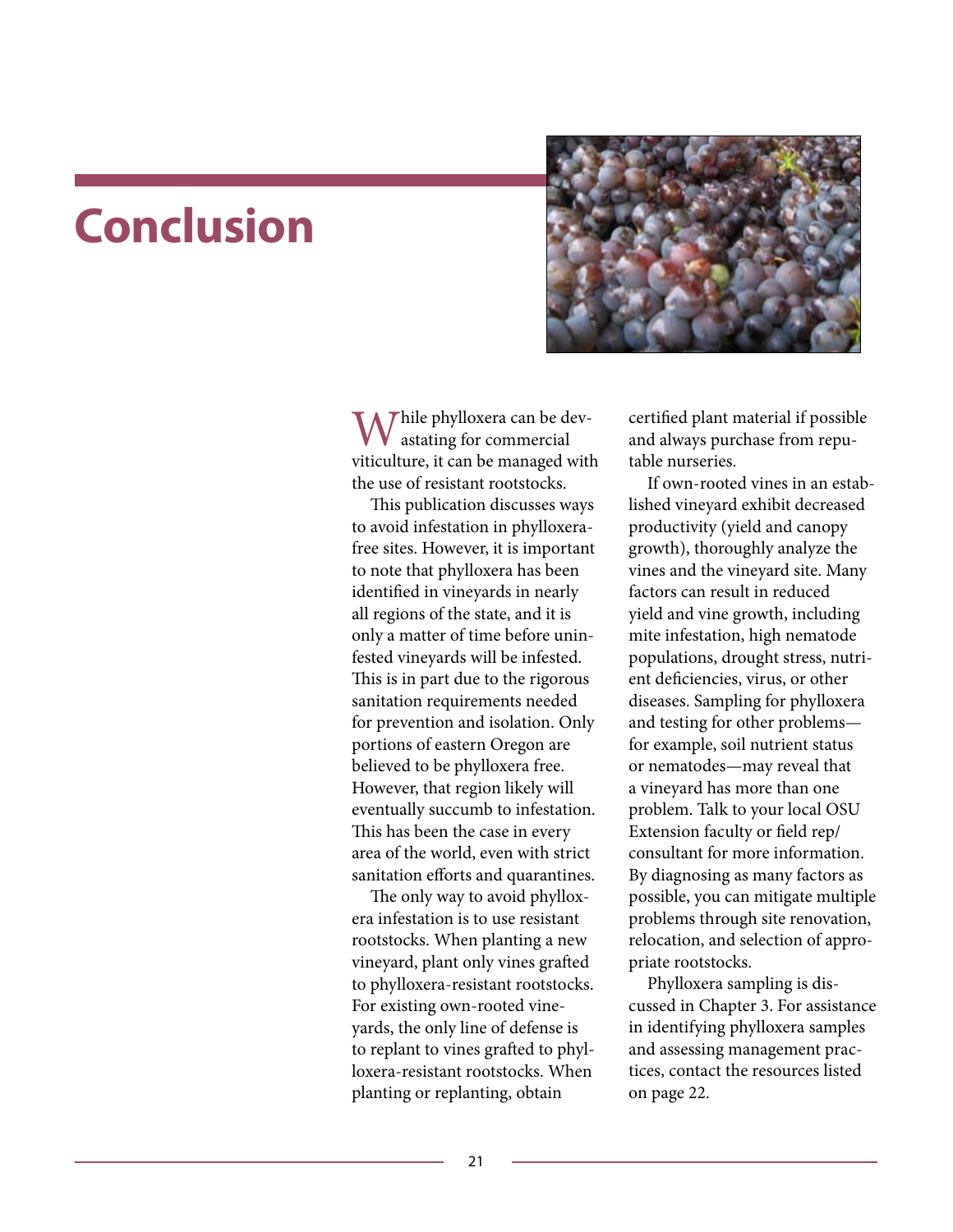# Conclusion

While phylloxera can be devastating for commercial viticulture, it can be managed with the use of resistant rootstocks.

This publication discusses ways to avoid infestation in phylloxera-free sites. However, it is important to note that phylloxera has been identified in vineyards in nearly all regions of the state, and it is only a matter of time before uninfested vineyards will be infested. This is in part due to the rigorous sanitation requirements needed for prevention and isolation. Only portions of eastern Oregon are believed to be phylloxera free. However, that region likely will eventually succumb to infestation. This has been the case in every area of the world, even with strict sanitation efforts and quarantines.

The only way to avoid phylloxera infestation is to use resistant rootstocks. When planting a new vineyard, plant only vines grafted to phylloxera-resistant rootstocks. For existing own-rooted vineyards, the only line of defense is to replant to vines grafted to phylloxera-resistant rootstocks. When planting or replanting, obtain certified plant material if possible and always purchase from reputable nurseries.

If own-rooted vines in an established vineyard exhibit decreased productivity (yield and canopy growth), thoroughly analyze the vines and the vineyard site. Many factors can result in reduced yield and vine growth, including mite infestation, high nematode populations, drought stress, nutrient deficiencies, virus, or other diseases. Sampling for phylloxera and testing for other problems—for example, soil nutrient status or nematodes—may reveal that a vineyard has more than one problem. Talk to your local OSU Extension faculty or field rep/consultant for more information. By diagnosing as many factors as possible, you can mitigate multiple problems through site renovation, relocation, and selection of appropriate rootstocks.

Phylloxera sampling is discussed in Chapter 3. For assistance in identifying phylloxera samples and assessing management practices, contact the resources listed on page 22.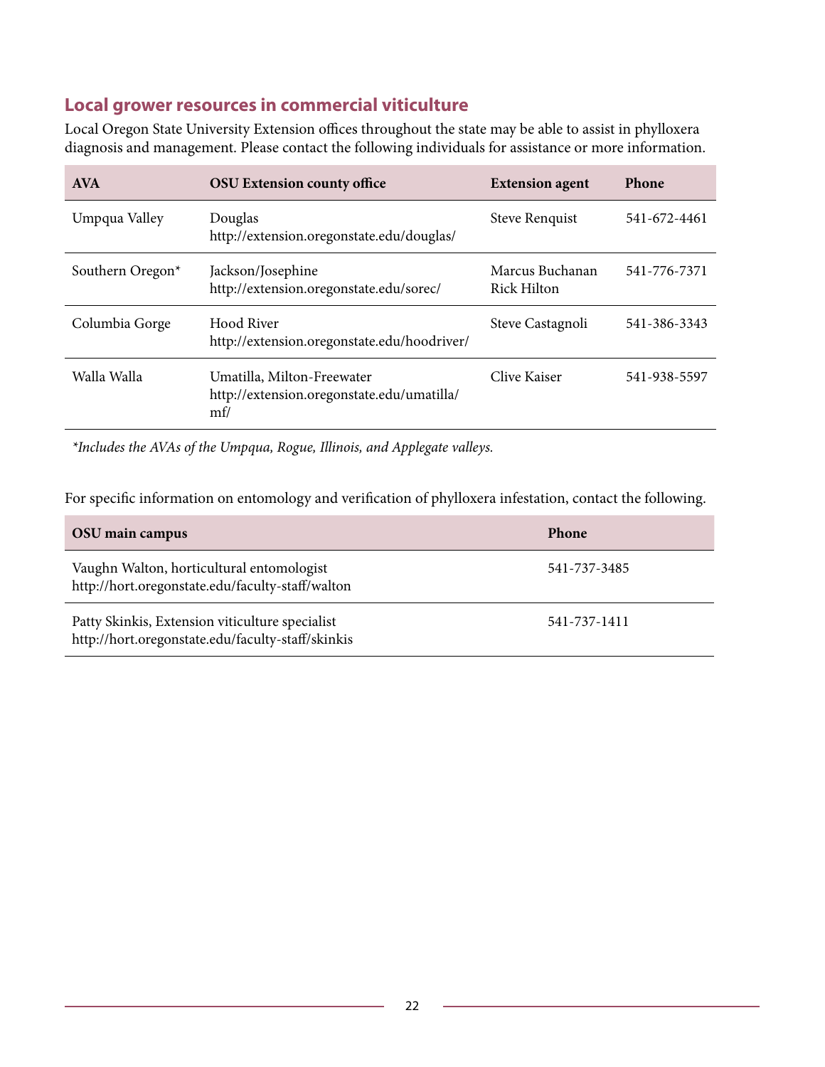## Local grower resources in commercial viticulture

Local Oregon State University Extension offices throughout the state may be able to assist in phylloxera diagnosis and management. Please contact the following individuals for assistance or more information.

| AVA | OSU Extension county office | Extension agent | Phone |
|---|---|---|---|
| Umpqua Valley | Douglas<br>http://extension.oregonstate.edu/douglas/ | Steve Renquist | 541-672-4461 |
| Southern Oregon* | Jackson/Josephine<br>http://extension.oregonstate.edu/sorec/ | Marcus Buchanan<br>Rick Hilton | 541-776-7371 |
| Columbia Gorge | Hood River<br>http://extension.oregonstate.edu/hoodriver/ | Steve Castagnoli | 541-386-3343 |
| Walla Walla | Umatilla, Milton-Freewater<br>http://extension.oregonstate.edu/umatilla/mf/ | Clive Kaiser | 541-938-5597 |

*\*Includes the AVAs of the Umpqua, Rogue, Illinois, and Applegate valleys.*

For specific information on entomology and verification of phylloxera infestation, contact the following.

| OSU main campus | Phone |
|---|---|
| Vaughn Walton, horticultural entomologist<br>http://hort.oregonstate.edu/faculty-staff/walton | 541-737-3485 |
| Patty Skinkis, Extension viticulture specialist<br>http://hort.oregonstate.edu/faculty-staff/skinkis | 541-737-1411 |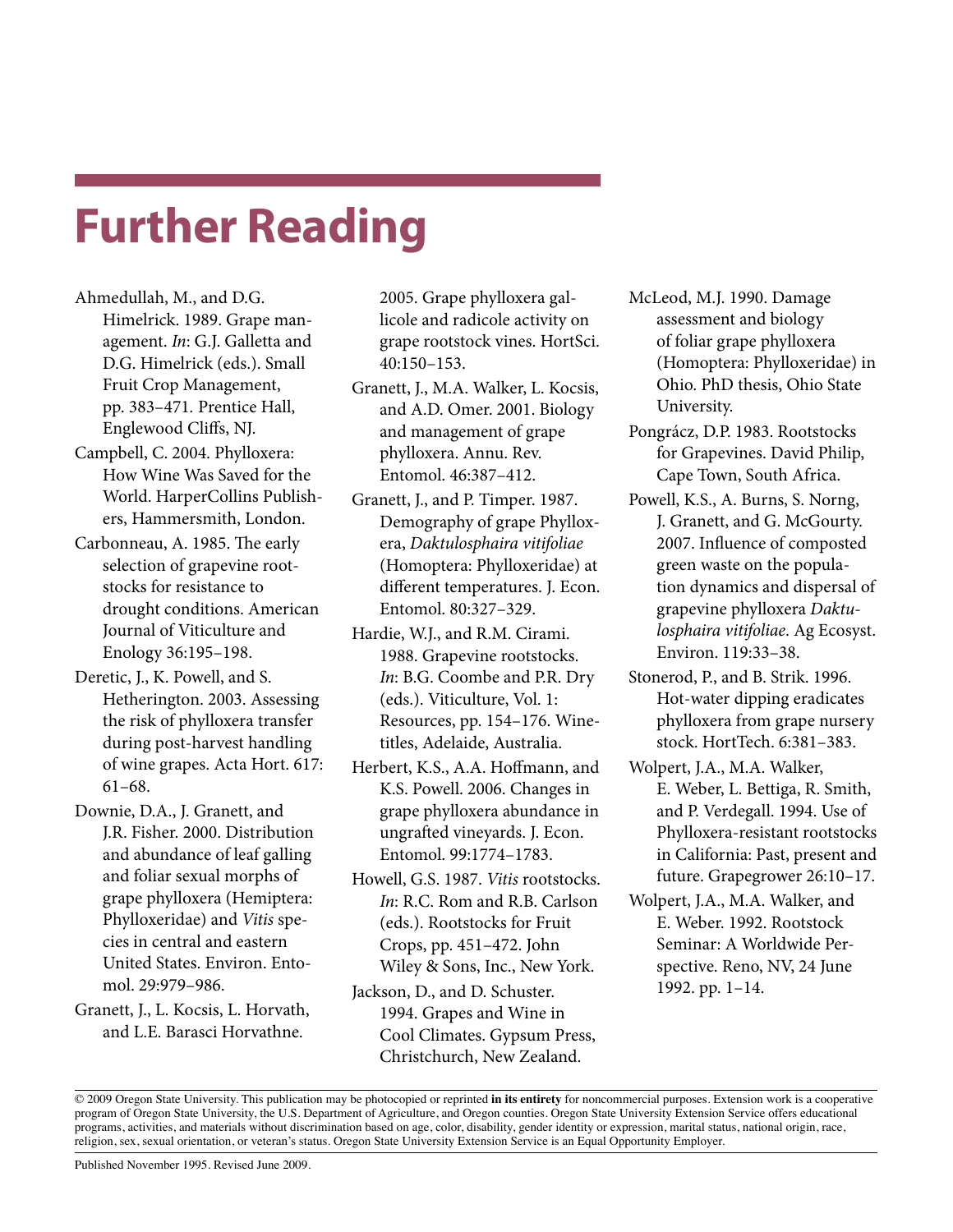# Further Reading

Ahmedullah, M., and D.G. Himelrick. 1989. Grape management. *In*: G.J. Galletta and D.G. Himelrick (eds.). Small Fruit Crop Management, pp. 383–471. Prentice Hall, Englewood Cliffs, NJ.

Campbell, C. 2004. Phylloxera: How Wine Was Saved for the World. HarperCollins Publishers, Hammersmith, London.

Carbonneau, A. 1985. The early selection of grapevine rootstocks for resistance to drought conditions. American Journal of Viticulture and Enology 36:195–198.

Deretic, J., K. Powell, and S. Hetherington. 2003. Assessing the risk of phylloxera transfer during post-harvest handling of wine grapes. Acta Hort. 617: 61–68.

Downie, D.A., J. Granett, and J.R. Fisher. 2000. Distribution and abundance of leaf galling and foliar sexual morphs of grape phylloxera (Hemiptera: Phylloxeridae) and *Vitis* species in central and eastern United States. Environ. Entomol. 29:979–986.

Granett, J., L. Kocsis, L. Horvath, and L.E. Barasci Horvathne. 2005. Grape phylloxera gallicole and radicole activity on grape rootstock vines. HortSci. 40:150–153.

Granett, J., M.A. Walker, L. Kocsis, and A.D. Omer. 2001. Biology and management of grape phylloxera. Annu. Rev. Entomol. 46:387–412.

Granett, J., and P. Timper. 1987. Demography of grape Phylloxera, *Daktulosphaira vitifoliae* (Homoptera: Phylloxeridae) at different temperatures. J. Econ. Entomol. 80:327–329.

Hardie, W.J., and R.M. Cirami. 1988. Grapevine rootstocks. *In*: B.G. Coombe and P.R. Dry (eds.). Viticulture, Vol. 1: Resources, pp. 154–176. Winetitles, Adelaide, Australia.

Herbert, K.S., A.A. Hoffmann, and K.S. Powell. 2006. Changes in grape phylloxera abundance in ungrafted vineyards. J. Econ. Entomol. 99:1774–1783.

Howell, G.S. 1987. *Vitis* rootstocks. *In*: R.C. Rom and R.B. Carlson (eds.). Rootstocks for Fruit Crops, pp. 451–472. John Wiley & Sons, Inc., New York.

Jackson, D., and D. Schuster. 1994. Grapes and Wine in Cool Climates. Gypsum Press, Christchurch, New Zealand.

McLeod, M.J. 1990. Damage assessment and biology of foliar grape phylloxera (Homoptera: Phylloxeridae) in Ohio. PhD thesis, Ohio State University.

Pongrácz, D.P. 1983. Rootstocks for Grapevines. David Philip, Cape Town, South Africa.

Powell, K.S., A. Burns, S. Norng, J. Granett, and G. McGourty. 2007. Influence of composted green waste on the population dynamics and dispersal of grapevine phylloxera *Daktulosphaira vitifoliae*. Ag Ecosyst. Environ. 119:33–38.

Stonerod, P., and B. Strik. 1996. Hot-water dipping eradicates phylloxera from grape nursery stock. HortTech. 6:381–383.

Wolpert, J.A., M.A. Walker, E. Weber, L. Bettiga, R. Smith, and P. Verdegall. 1994. Use of Phylloxera-resistant rootstocks in California: Past, present and future. Grapegrower 26:10–17.

Wolpert, J.A., M.A. Walker, and E. Weber. 1992. Rootstock Seminar: A Worldwide Perspective. Reno, NV, 24 June 1992. pp. 1–14.

© 2009 Oregon State University. This publication may be photocopied or reprinted **in its entirety** for noncommercial purposes. Extension work is a cooperative program of Oregon State University, the U.S. Department of Agriculture, and Oregon counties. Oregon State University Extension Service offers educational programs, activities, and materials without discrimination based on age, color, disability, gender identity or expression, marital status, national origin, race, religion, sex, sexual orientation, or veteran's status. Oregon State University Extension Service is an Equal Opportunity Employer.

Published November 1995. Revised June 2009.